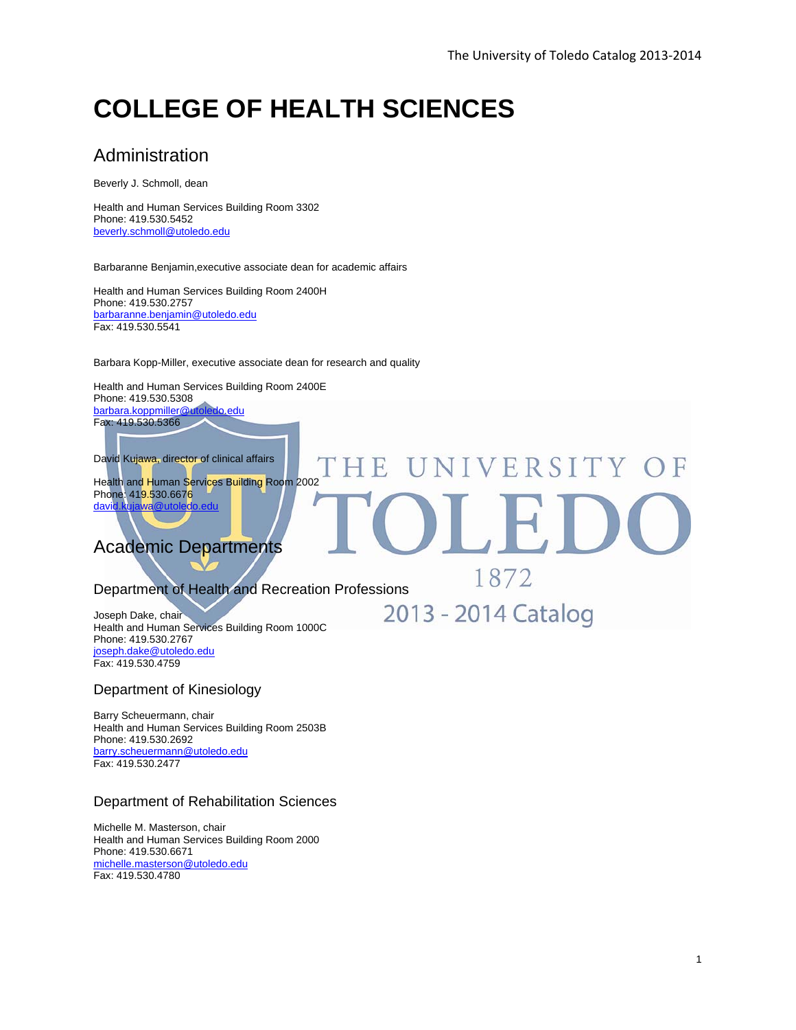# COLLEGE OF HEALTH SCIENCES

## Administration

Beverly J. Schmoll, dean

Health and Human Services Building Room 3302
Phone: 419.530.5452
beverly.schmoll@utoledo.edu

Barbaranne Benjamin,executive associate dean for academic affairs

Health and Human Services Building Room 2400H
Phone: 419.530.2757
barbaranne.benjamin@utoledo.edu
Fax: 419.530.5541

Barbara Kopp-Miller, executive associate dean for research and quality

Health and Human Services Building Room 2400E
Phone: 419.530.5308
barbara.koppmiller@utoledo.edu
Fax: 419.530.5366

David Kujawa, director of clinical affairs

Health and Human Services Building Room 2002
Phone: 419.530.6676
david.kujawa@utoledo.edu

## Academic Departments

### Department of Health and Recreation Professions

Joseph Dake, chair
Health and Human Services Building Room 1000C
Phone: 419.530.2767
joseph.dake@utoledo.edu
Fax: 419.530.4759

### Department of Kinesiology

Barry Scheuermann, chair
Health and Human Services Building Room 2503B
Phone: 419.530.2692
barry.scheuermann@utoledo.edu
Fax: 419.530.2477

### Department of Rehabilitation Sciences

Michelle M. Masterson, chair
Health and Human Services Building Room 2000
Phone: 419.530.6671
michelle.masterson@utoledo.edu
Fax: 419.530.4780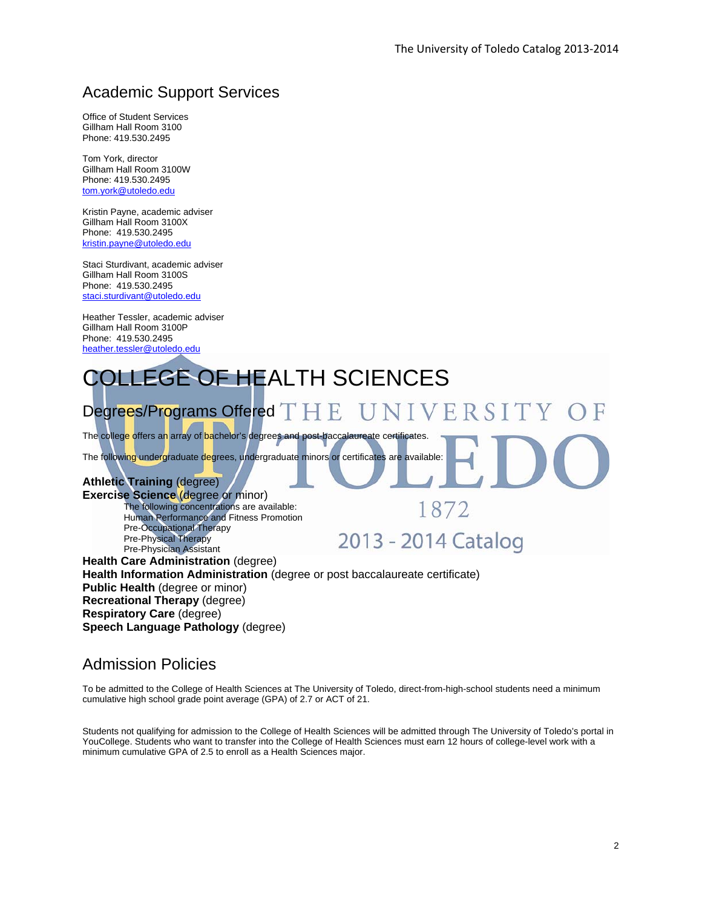## Academic Support Services

Office of Student Services
Gillham Hall Room 3100
Phone: 419.530.2495

Tom York, director
Gillham Hall Room 3100W
Phone: 419.530.2495
tom.york@utoledo.edu

Kristin Payne, academic adviser
Gillham Hall Room 3100X
Phone: 419.530.2495
kristin.payne@utoledo.edu

Staci Sturdivant, academic adviser
Gillham Hall Room 3100S
Phone: 419.530.2495
staci.sturdivant@utoledo.edu

Heather Tessler, academic adviser
Gillham Hall Room 3100P
Phone: 419.530.2495
heather.tessler@utoledo.edu

# COLLEGE OF HEALTH SCIENCES

## Degrees/Programs Offered

The college offers an array of bachelor's degrees and post-baccalaureate certificates.

The following undergraduate degrees, undergraduate minors or certificates are available:

**Athletic Training** (degree)
**Exercise Science** (degree or minor)
- The following concentrations are available:
  - Human Performance and Fitness Promotion
  - Pre-Occupational Therapy
  - Pre-Physical Therapy
  - Pre-Physician Assistant

**Health Care Administration** (degree)
**Health Information Administration** (degree or post baccalaureate certificate)
**Public Health** (degree or minor)
**Recreational Therapy** (degree)
**Respiratory Care** (degree)
**Speech Language Pathology** (degree)

## Admission Policies

To be admitted to the College of Health Sciences at The University of Toledo, direct-from-high-school students need a minimum cumulative high school grade point average (GPA) of 2.7 or ACT of 21.

Students not qualifying for admission to the College of Health Sciences will be admitted through The University of Toledo's portal in YouCollege. Students who want to transfer into the College of Health Sciences must earn 12 hours of college-level work with a minimum cumulative GPA of 2.5 to enroll as a Health Sciences major.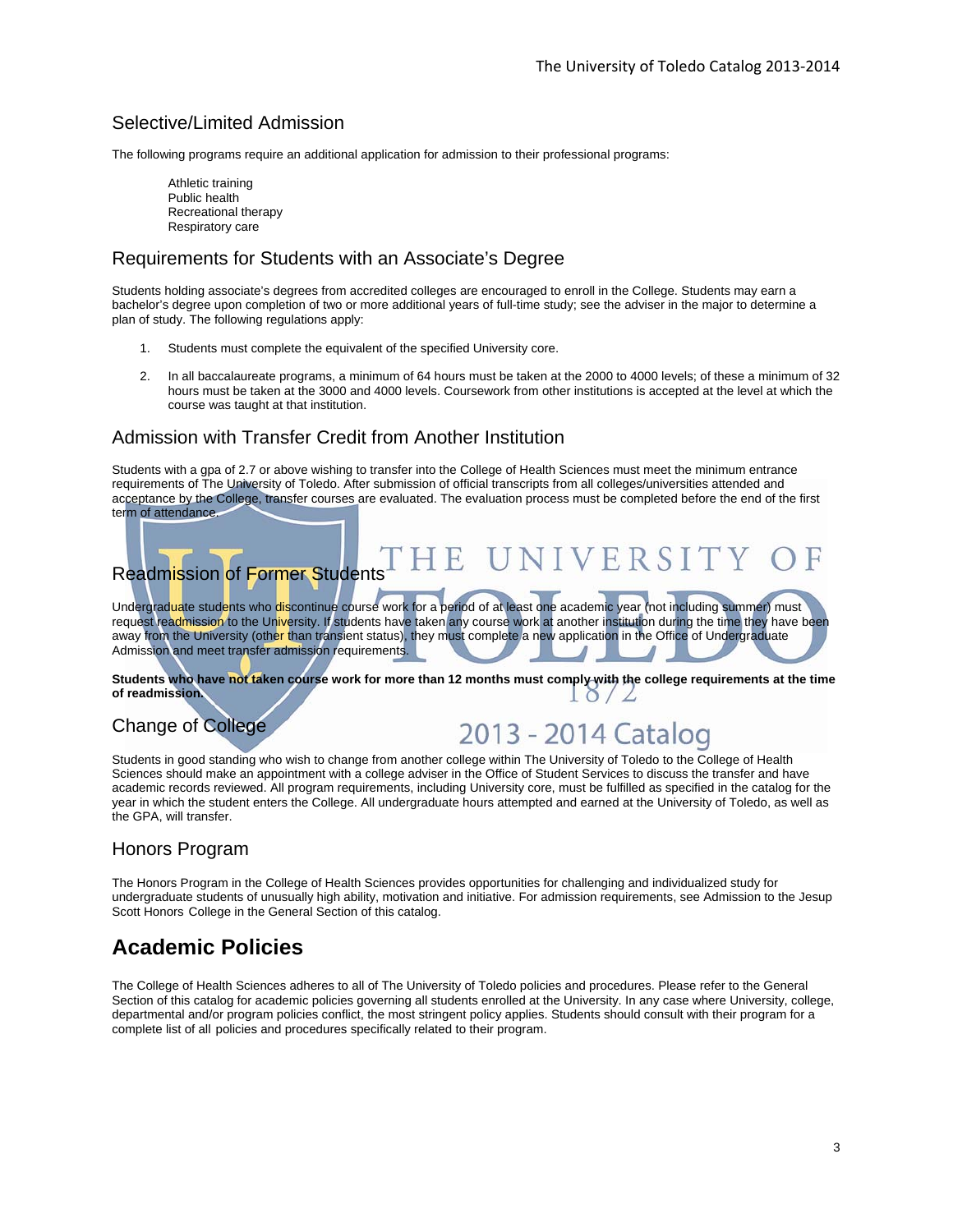## Selective/Limited Admission

The following programs require an additional application for admission to their professional programs:

Athletic training
Public health
Recreational therapy
Respiratory care

## Requirements for Students with an Associate's Degree

Students holding associate's degrees from accredited colleges are encouraged to enroll in the College. Students may earn a bachelor's degree upon completion of two or more additional years of full-time study; see the adviser in the major to determine a plan of study. The following regulations apply:

1. Students must complete the equivalent of the specified University core.

2. In all baccalaureate programs, a minimum of 64 hours must be taken at the 2000 to 4000 levels; of these a minimum of 32 hours must be taken at the 3000 and 4000 levels. Coursework from other institutions is accepted at the level at which the course was taught at that institution.

## Admission with Transfer Credit from Another Institution

Students with a gpa of 2.7 or above wishing to transfer into the College of Health Sciences must meet the minimum entrance requirements of The University of Toledo. After submission of official transcripts from all colleges/universities attended and acceptance by the College, transfer courses are evaluated. The evaluation process must be completed before the end of the first term of attendance.

## Readmission of Former Students

Undergraduate students who discontinue course work for a period of at least one academic year (not including summer) must request readmission to the University. If students have taken any course work at another institution during the time they have been away from the University (other than transient status), they must complete a new application in the Office of Undergraduate Admission and meet transfer admission requirements.

**Students who have not taken course work for more than 12 months must comply with the college requirements at the time of readmission.**

## Change of College

Students in good standing who wish to change from another college within The University of Toledo to the College of Health Sciences should make an appointment with a college adviser in the Office of Student Services to discuss the transfer and have academic records reviewed. All program requirements, including University core, must be fulfilled as specified in the catalog for the year in which the student enters the College. All undergraduate hours attempted and earned at the University of Toledo, as well as the GPA, will transfer.

## Honors Program

The Honors Program in the College of Health Sciences provides opportunities for challenging and individualized study for undergraduate students of unusually high ability, motivation and initiative. For admission requirements, see Admission to the Jesup Scott Honors College in the General Section of this catalog.

# Academic Policies

The College of Health Sciences adheres to all of The University of Toledo policies and procedures. Please refer to the General Section of this catalog for academic policies governing all students enrolled at the University. In any case where University, college, departmental and/or program policies conflict, the most stringent policy applies. Students should consult with their program for a complete list of all policies and procedures specifically related to their program.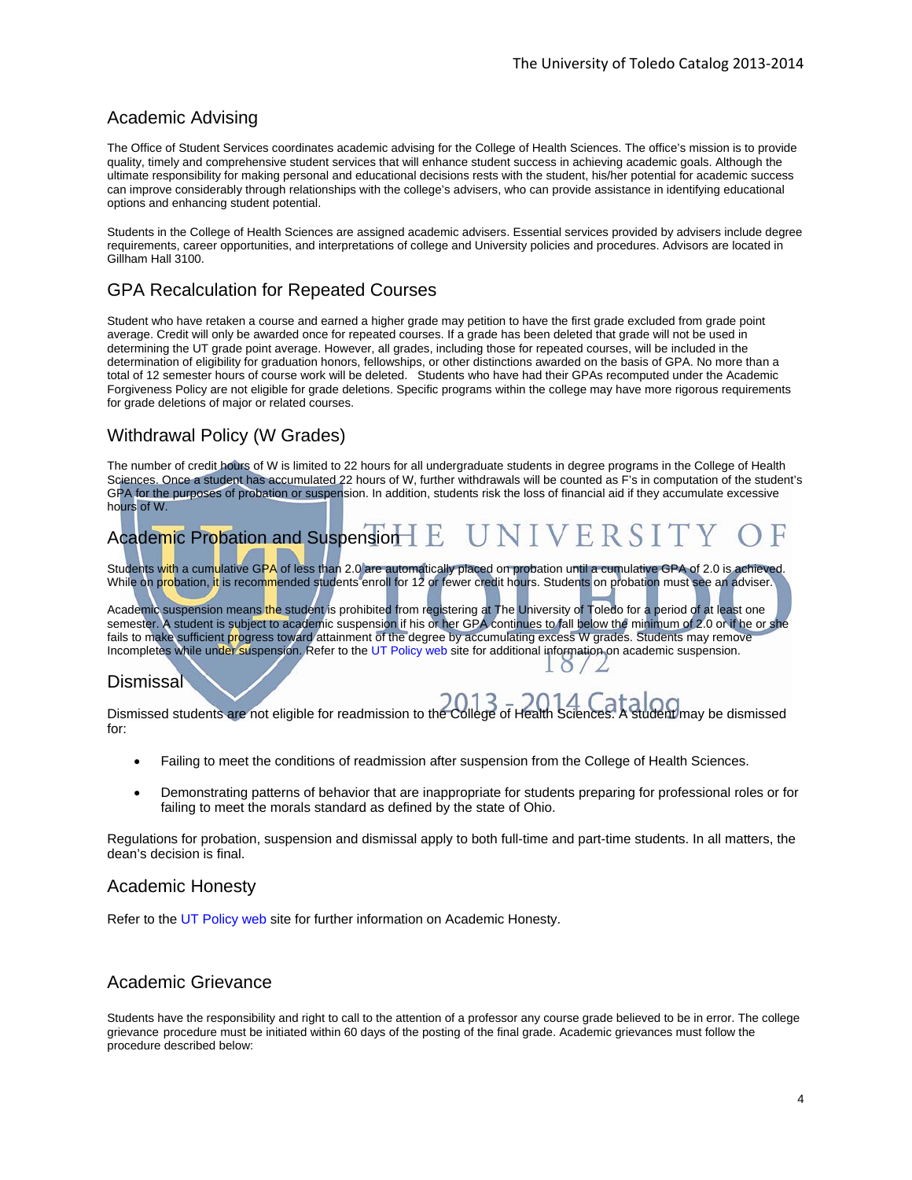## Academic Advising

The Office of Student Services coordinates academic advising for the College of Health Sciences. The office's mission is to provide quality, timely and comprehensive student services that will enhance student success in achieving academic goals. Although the ultimate responsibility for making personal and educational decisions rests with the student, his/her potential for academic success can improve considerably through relationships with the college's advisers, who can provide assistance in identifying educational options and enhancing student potential.

Students in the College of Health Sciences are assigned academic advisers. Essential services provided by advisers include degree requirements, career opportunities, and interpretations of college and University policies and procedures. Advisors are located in Gillham Hall 3100.

## GPA Recalculation for Repeated Courses

Student who have retaken a course and earned a higher grade may petition to have the first grade excluded from grade point average. Credit will only be awarded once for repeated courses. If a grade has been deleted that grade will not be used in determining the UT grade point average. However, all grades, including those for repeated courses, will be included in the determination of eligibility for graduation honors, fellowships, or other distinctions awarded on the basis of GPA. No more than a total of 12 semester hours of course work will be deleted. Students who have had their GPAs recomputed under the Academic Forgiveness Policy are not eligible for grade deletions. Specific programs within the college may have more rigorous requirements for grade deletions of major or related courses.

## Withdrawal Policy (W Grades)

The number of credit hours of W is limited to 22 hours for all undergraduate students in degree programs in the College of Health Sciences. Once a student has accumulated 22 hours of W, further withdrawals will be counted as F's in computation of the student's GPA for the purposes of probation or suspension. In addition, students risk the loss of financial aid if they accumulate excessive hours of W.

## Academic Probation and Suspension

Students with a cumulative GPA of less than 2.0 are automatically placed on probation until a cumulative GPA of 2.0 is achieved. While on probation, it is recommended students enroll for 12 or fewer credit hours. Students on probation must see an adviser.

Academic suspension means the student is prohibited from registering at The University of Toledo for a period of at least one semester. A student is subject to academic suspension if his or her GPA continues to fall below the minimum of 2.0 or if he or she fails to make sufficient progress toward attainment of the degree by accumulating excess W grades. Students may remove Incompletes while under suspension. Refer to the UT Policy web site for additional information on academic suspension.

## Dismissal

Dismissed students are not eligible for readmission to the College of Health Sciences. A student may be dismissed for:

- Failing to meet the conditions of readmission after suspension from the College of Health Sciences.
- Demonstrating patterns of behavior that are inappropriate for students preparing for professional roles or for failing to meet the morals standard as defined by the state of Ohio.

Regulations for probation, suspension and dismissal apply to both full-time and part-time students. In all matters, the dean's decision is final.

## Academic Honesty

Refer to the UT Policy web site for further information on Academic Honesty.

## Academic Grievance

Students have the responsibility and right to call to the attention of a professor any course grade believed to be in error. The college grievance procedure must be initiated within 60 days of the posting of the final grade. Academic grievances must follow the procedure described below: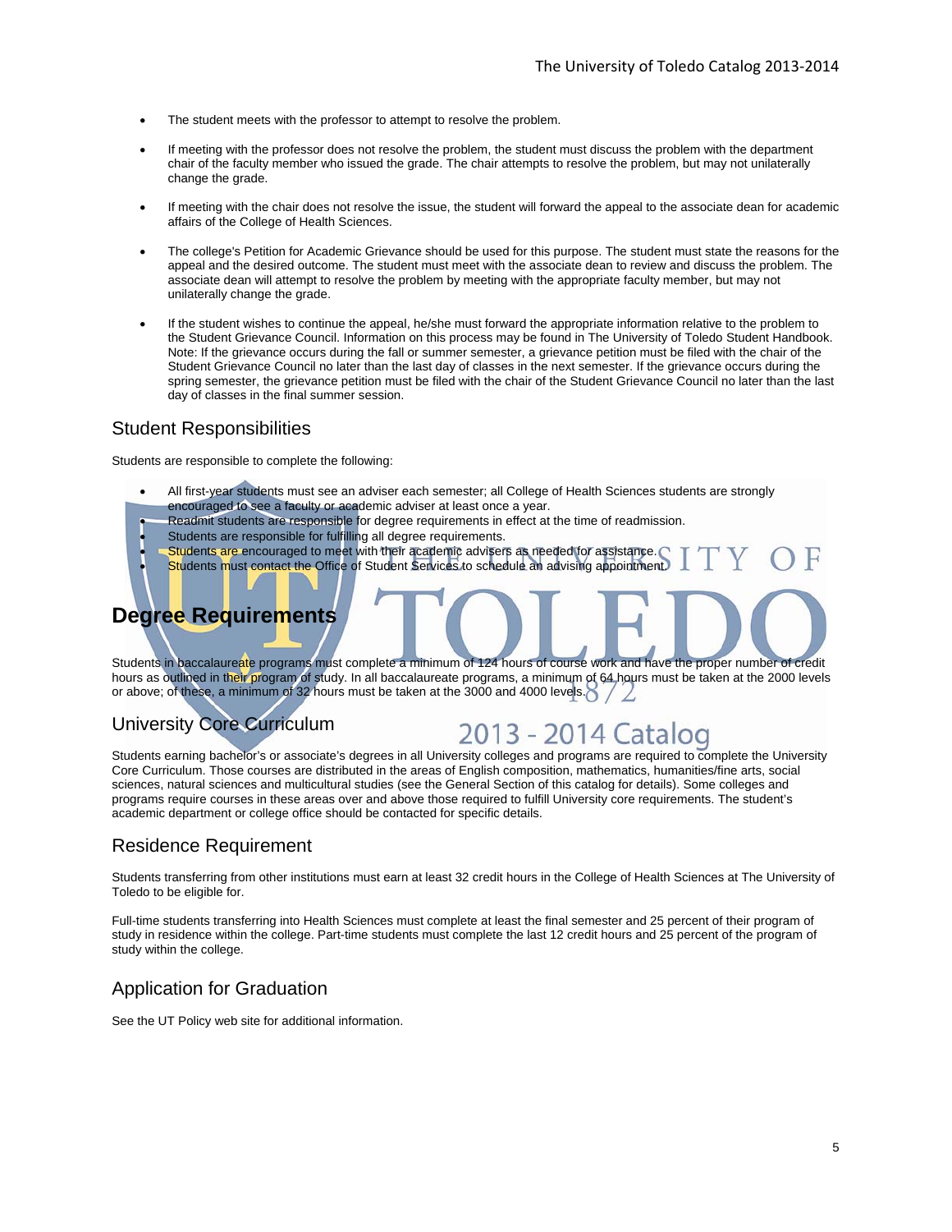- The student meets with the professor to attempt to resolve the problem.
- If meeting with the professor does not resolve the problem, the student must discuss the problem with the department chair of the faculty member who issued the grade. The chair attempts to resolve the problem, but may not unilaterally change the grade.
- If meeting with the chair does not resolve the issue, the student will forward the appeal to the associate dean for academic affairs of the College of Health Sciences.
- The college's Petition for Academic Grievance should be used for this purpose. The student must state the reasons for the appeal and the desired outcome. The student must meet with the associate dean to review and discuss the problem. The associate dean will attempt to resolve the problem by meeting with the appropriate faculty member, but may not unilaterally change the grade.
- If the student wishes to continue the appeal, he/she must forward the appropriate information relative to the problem to the Student Grievance Council. Information on this process may be found in The University of Toledo Student Handbook. Note: If the grievance occurs during the fall or summer semester, a grievance petition must be filed with the chair of the Student Grievance Council no later than the last day of classes in the next semester. If the grievance occurs during the spring semester, the grievance petition must be filed with the chair of the Student Grievance Council no later than the last day of classes in the final summer session.

## Student Responsibilities

Students are responsible to complete the following:

- All first-year students must see an adviser each semester; all College of Health Sciences students are strongly encouraged to see a faculty or academic adviser at least once a year.
- Readmit students are responsible for degree requirements in effect at the time of readmission.
- Students are responsible for fulfilling all degree requirements.
- Students are encouraged to meet with their academic advisers as needed for assistance.
- Students must contact the Office of Student Services to schedule an advising appointment.

# Degree Requirements

Students in baccalaureate programs must complete a minimum of 124 hours of course work and have the proper number of credit hours as outlined in their program of study. In all baccalaureate programs, a minimum of 64 hours must be taken at the 2000 levels or above; of these, a minimum of 32 hours must be taken at the 3000 and 4000 levels.

## University Core Curriculum

Students earning bachelor's or associate's degrees in all University colleges and programs are required to complete the University Core Curriculum. Those courses are distributed in the areas of English composition, mathematics, humanities/fine arts, social sciences, natural sciences and multicultural studies (see the General Section of this catalog for details). Some colleges and programs require courses in these areas over and above those required to fulfill University core requirements. The student's academic department or college office should be contacted for specific details.

## Residence Requirement

Students transferring from other institutions must earn at least 32 credit hours in the College of Health Sciences at The University of Toledo to be eligible for.

Full-time students transferring into Health Sciences must complete at least the final semester and 25 percent of their program of study in residence within the college. Part-time students must complete the last 12 credit hours and 25 percent of the program of study within the college.

## Application for Graduation

See the UT Policy web site for additional information.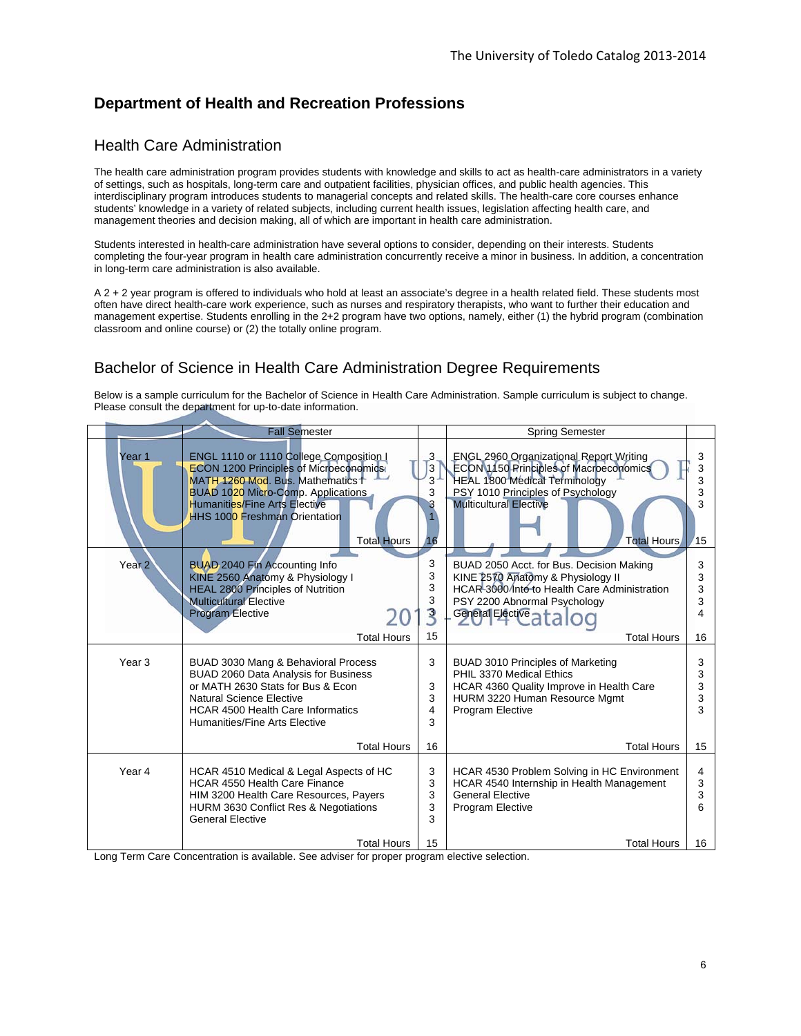## Department of Health and Recreation Professions

### Health Care Administration

The health care administration program provides students with knowledge and skills to act as health-care administrators in a variety of settings, such as hospitals, long-term care and outpatient facilities, physician offices, and public health agencies. This interdisciplinary program introduces students to managerial concepts and related skills. The health-care core courses enhance students' knowledge in a variety of related subjects, including current health issues, legislation affecting health care, and management theories and decision making, all of which are important in health care administration.

Students interested in health-care administration have several options to consider, depending on their interests. Students completing the four-year program in health care administration concurrently receive a minor in business. In addition, a concentration in long-term care administration is also available.

A 2 + 2 year program is offered to individuals who hold at least an associate's degree in a health related field. These students most often have direct health-care work experience, such as nurses and respiratory therapists, who want to further their education and management expertise. Students enrolling in the 2+2 program have two options, namely, either (1) the hybrid program (combination classroom and online course) or (2) the totally online program.

### Bachelor of Science in Health Care Administration Degree Requirements

Below is a sample curriculum for the Bachelor of Science in Health Care Administration. Sample curriculum is subject to change. Please consult the department for up-to-date information.

| | Fall Semester | | Spring Semester | |
|---|---|---|---|---|
| Year 1 | ENGL 1110 or 1110 College Composition I<br>ECON 1200 Principles of Microeconomics<br>MATH 1260 Mod. Bus. Mathematics I<br>BUAD 1020 Micro-Comp. Applications<br>Humanities/Fine Arts Elective<br>HHS 1000 Freshman Orientation | 3<br>3<br>3<br>3<br>3<br>1 | ENGL 2960 Organizational Report Writing<br>ECON 1150 Principles of Macroeconomics<br>HEAL 1800 Medical Terminology<br>PSY 1010 Principles of Psychology<br>Multicultural Elective | 3<br>3<br>3<br>3<br>3 |
| | Total Hours | 16 | Total Hours | 15 |
| Year 2 | BUAD 2040 Fin Accounting Info<br>KINE 2560 Anatomy & Physiology I<br>HEAL 2800 Principles of Nutrition<br>Multicultural Elective<br>Program Elective | 3<br>3<br>3<br>3<br>3 | BUAD 2050 Acct. for Bus. Decision Making<br>KINE 2570 Anatomy & Physiology II<br>HCAR 3000 Into to Health Care Administration<br>PSY 2200 Abnormal Psychology<br>General Elective | 3<br>3<br>3<br>3<br>4 |
| | Total Hours | 15 | Total Hours | 16 |
| Year 3 | BUAD 3030 Mang & Behavioral Process<br>BUAD 2060 Data Analysis for Business<br>or MATH 2630 Stats for Bus & Econ<br>Natural Science Elective<br>HCAR 4500 Health Care Informatics<br>Humanities/Fine Arts Elective | 3<br><br>3<br>3<br>4<br>3 | BUAD 3010 Principles of Marketing<br>PHIL 3370 Medical Ethics<br>HCAR 4360 Quality Improve in Health Care<br>HURM 3220 Human Resource Mgmt<br>Program Elective | 3<br>3<br>3<br>3<br>3 |
| | Total Hours | 16 | Total Hours | 15 |
| Year 4 | HCAR 4510 Medical & Legal Aspects of HC<br>HCAR 4550 Health Care Finance<br>HIM 3200 Health Care Resources, Payers<br>HURM 3630 Conflict Res & Negotiations<br>General Elective | 3<br>3<br>3<br>3<br>3 | HCAR 4530 Problem Solving in HC Environment<br>HCAR 4540 Internship in Health Management<br>General Elective<br>Program Elective | 4<br>3<br>3<br>6 |
| | Total Hours | 15 | Total Hours | 16 |

Long Term Care Concentration is available. See adviser for proper program elective selection.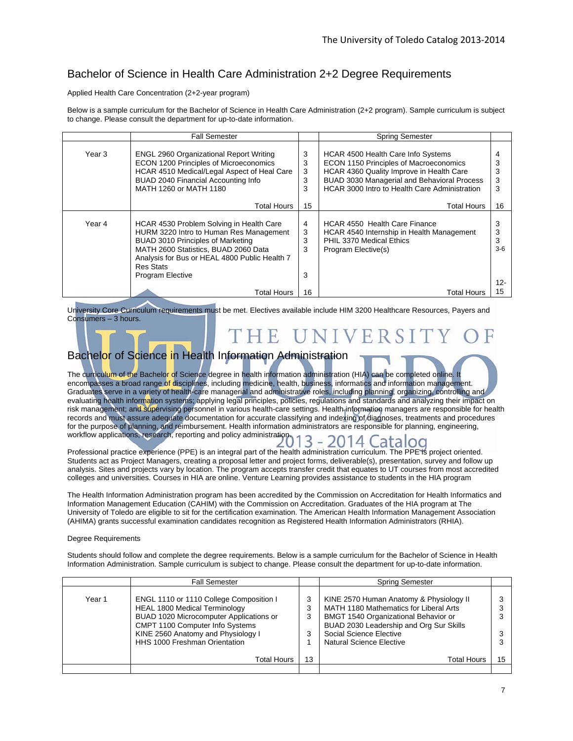## Bachelor of Science in Health Care Administration 2+2 Degree Requirements

Applied Health Care Concentration (2+2-year program)

Below is a sample curriculum for the Bachelor of Science in Health Care Administration (2+2 program). Sample curriculum is subject to change. Please consult the department for up-to-date information.

| | Fall Semester | | Spring Semester | |
|---|---|---|---|---|
| Year 3 | ENGL 2960 Organizational Report Writing<br>ECON 1200 Principles of Microeconomics<br>HCAR 4510 Medical/Legal Aspect of Heal Care<br>BUAD 2040 Financial Accounting Info<br>MATH 1260 or MATH 1180 | 3<br>3<br>3<br>3<br>3 | HCAR 4500 Health Care Info Systems<br>ECON 1150 Principles of Macroeconomics<br>HCAR 4360 Quality Improve in Health Care<br>BUAD 3030 Managerial and Behavioral Process<br>HCAR 3000 Intro to Health Care Administration | 4<br>3<br>3<br>3<br>3 |
| | Total Hours | 15 | Total Hours | 16 |
| Year 4 | HCAR 4530 Problem Solving in Health Care<br>HURM 3220 Intro to Human Res Management<br>BUAD 3010 Principles of Marketing<br>MATH 2600 Statistics, BUAD 2060 Data Analysis for Bus or HEAL 4800 Public Health 7 Res Stats<br>Program Elective | 4<br>3<br>3<br>3<br><br>3 | HCAR 4550 Health Care Finance<br>HCAR 4540 Internship in Health Management<br>PHIL 3370 Medical Ethics<br>Program Elective(s) | 3<br>3<br>3<br>3-6 |
| | Total Hours | 16 | Total Hours | 12-15 |

University Core Curriculum requirements must be met. Electives available include HIM 3200 Healthcare Resources, Payers and Consumers – 3 hours.

## Bachelor of Science in Health Information Administration

The curriculum of the Bachelor of Science degree in health information administration (HIA) can be completed online. It encompasses a broad range of disciplines, including medicine, health, business, informatics and information management. Graduates serve in a variety of health-care managerial and administrative roles, including planning, organizing, controlling and evaluating health information systems; applying legal principles, policies, regulations and standards and analyzing their impact on risk management; and supervising personnel in various health-care settings. Health information managers are responsible for health records and must assure adequate documentation for accurate classifying and indexing of diagnoses, treatments and procedures for the purpose of planning, and reimbursement. Health information administrators are responsible for planning, engineering, workflow applications, research, reporting and policy administration.

Professional practice experience (PPE) is an integral part of the health administration curriculum. The PPE is project oriented. Students act as Project Managers, creating a proposal letter and project forms, deliverable(s), presentation, survey and follow up analysis. Sites and projects vary by location. The program accepts transfer credit that equates to UT courses from most accredited colleges and universities. Courses in HIA are online. Venture Learning provides assistance to students in the HIA program

The Health Information Administration program has been accredited by the Commission on Accreditation for Health Informatics and Information Management Education (CAHIIM) with the Commission on Accreditation. Graduates of the HIA program at The University of Toledo are eligible to sit for the certification examination. The American Health Information Management Association (AHIMA) grants successful examination candidates recognition as Registered Health Information Administrators (RHIA).

Degree Requirements

Students should follow and complete the degree requirements. Below is a sample curriculum for the Bachelor of Science in Health Information Administration. Sample curriculum is subject to change. Please consult the department for up-to-date information.

| | Fall Semester | | Spring Semester | |
|---|---|---|---|---|
| Year 1 | ENGL 1110 or 1110 College Composition I<br>HEAL 1800 Medical Terminology<br>BUAD 1020 Microcomputer Applications or CMPT 1100 Computer Info Systems<br>KINE 2560 Anatomy and Physiology I<br>HHS 1000 Freshman Orientation | 3<br>3<br>3<br><br>3<br>1 | KINE 2570 Human Anatomy & Physiology II<br>MATH 1180 Mathematics for Liberal Arts<br>BMGT 1540 Organizational Behavior or BUAD 2030 Leadership and Org Sur Skills<br>Social Science Elective<br>Natural Science Elective | 3<br>3<br>3<br><br>3<br>3 |
| | Total Hours | 13 | Total Hours | 15 |
| | | | | |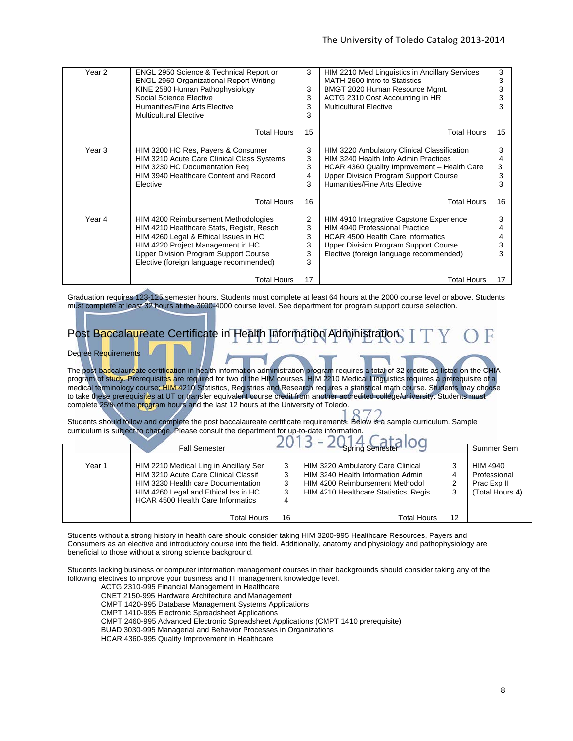| | | | | |
|---|---|---|---|---|
| Year 2 | ENGL 2950 Science & Technical Report or<br>ENGL 2960 Organizational Report Writing<br>KINE 2580 Human Pathophysiology<br>Social Science Elective<br>Humanities/Fine Arts Elective<br>Multicultural Elective | 3<br><br>3<br>3<br>3<br>3 | HIM 2210 Med Linguistics in Ancillary Services<br>MATH 2600 Intro to Statistics<br>BMGT 2020 Human Resource Mgmt.<br>ACTG 2310 Cost Accounting in HR<br>Multicultural Elective | 3<br>3<br>3<br>3<br>3 |
| | Total Hours | 15 | Total Hours | 15 |
| Year 3 | HIM 3200 HC Res, Payers & Consumer<br>HIM 3210 Acute Care Clinical Class Systems<br>HIM 3230 HC Documentation Req<br>HIM 3940 Healthcare Content and Record<br>Elective | 3<br>3<br>3<br>4<br>3 | HIM 3220 Ambulatory Clinical Classification<br>HIM 3240 Health Info Admin Practices<br>HCAR 4360 Quality Improvement – Health Care<br>Upper Division Program Support Course<br>Humanities/Fine Arts Elective | 3<br>4<br>3<br>3<br>3 |
| | Total Hours | 16 | Total Hours | 16 |
| Year 4 | HIM 4200 Reimbursement Methodologies<br>HIM 4210 Healthcare Stats, Registr, Resch<br>HIM 4260 Legal & Ethical Issues in HC<br>HIM 4220 Project Management in HC<br>Upper Division Program Support Course<br>Elective (foreign language recommended) | 2<br>3<br>3<br>3<br>3<br>3 | HIM 4910 Integrative Capstone Experience<br>HIM 4940 Professional Practice<br>HCAR 4500 Health Care Informatics<br>Upper Division Program Support Course<br>Elective (foreign language recommended) | 3<br>4<br>4<br>3<br>3 |
| | Total Hours | 17 | Total Hours | 17 |

Graduation requires 123-125 semester hours. Students must complete at least 64 hours at the 2000 course level or above. Students must complete at least 32 hours at the 3000-4000 course level. See department for program support course selection.

## Post Baccalaureate Certificate in Health Information Administration

Degree Requirements

The post-baccalaureate certification in health information administration program requires a total of 32 credits as listed on the CHIA program of study. Prerequisites are required for two of the HIM courses. HIM 2210 Medical Linguistics requires a prerequisite of a medical terminology course; HIM 4210 Statistics, Registries and Research requires a statistical math course. Students may choose to take these prerequisites at UT or transfer equivalent course credit from another accredited college/university. Students must complete 25% of the program hours and the last 12 hours at the University of Toledo.

Students should follow and complete the post baccalaureate certificate requirements. Below is a sample curriculum. Sample curriculum is subject to change. Please consult the department for up-to-date information.

| | Fall Semester | | Spring Semester | | Summer Sem |
|---|---|---|---|---|---|
| Year 1 | HIM 2210 Medical Ling in Ancillary Ser<br>HIM 3210 Acute Care Clinical Classif<br>HIM 3230 Health care Documentation<br>HIM 4260 Legal and Ethical Iss in HC<br>HCAR 4500 Health Care Informatics | 3<br>3<br>3<br>3<br>4 | HIM 3220 Ambulatory Care Clinical<br>HIM 3240 Health Information Admin<br>HIM 4200 Reimbursement Methodol<br>HIM 4210 Healthcare Statistics, Regis | 3<br>4<br>2<br>3 | HIM 4940 Professional Prac Exp II (Total Hours 4) |
| | Total Hours | 16 | Total Hours | 12 | |

Students without a strong history in health care should consider taking HIM 3200-995 Healthcare Resources, Payers and Consumers as an elective and introductory course into the field. Additionally, anatomy and physiology and pathophysiology are beneficial to those without a strong science background.

Students lacking business or computer information management courses in their backgrounds should consider taking any of the following electives to improve your business and IT management knowledge level.

- ACTG 2310-995 Financial Management in Healthcare
- CNET 2150-995 Hardware Architecture and Management
- CMPT 1420-995 Database Management Systems Applications
- CMPT 1410-995 Electronic Spreadsheet Applications
- CMPT 2460-995 Advanced Electronic Spreadsheet Applications (CMPT 1410 prerequisite)
- BUAD 3030-995 Managerial and Behavior Processes in Organizations
- HCAR 4360-995 Quality Improvement in Healthcare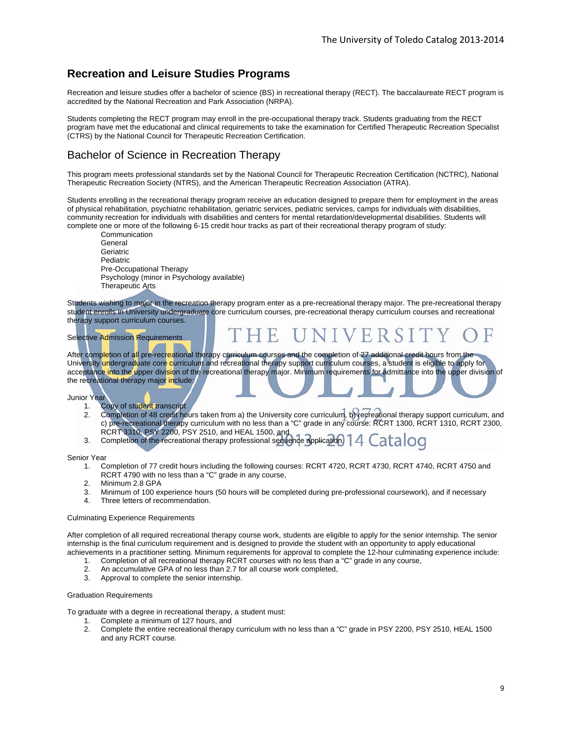## Recreation and Leisure Studies Programs

Recreation and leisure studies offer a bachelor of science (BS) in recreational therapy (RECT). The baccalaureate RECT program is accredited by the National Recreation and Park Association (NRPA).

Students completing the RECT program may enroll in the pre-occupational therapy track. Students graduating from the RECT program have met the educational and clinical requirements to take the examination for Certified Therapeutic Recreation Specialist (CTRS) by the National Council for Therapeutic Recreation Certification.

## Bachelor of Science in Recreation Therapy

This program meets professional standards set by the National Council for Therapeutic Recreation Certification (NCTRC), National Therapeutic Recreation Society (NTRS), and the American Therapeutic Recreation Association (ATRA).

Students enrolling in the recreational therapy program receive an education designed to prepare them for employment in the areas of physical rehabilitation, psychiatric rehabilitation, geriatric services, pediatric services, camps for individuals with disabilities, community recreation for individuals with disabilities and centers for mental retardation/developmental disabilities. Students will complete one or more of the following 6-15 credit hour tracks as part of their recreational therapy program of study:

- Communication
- General
- Geriatric
- Pediatric
- Pre-Occupational Therapy
- Psychology (minor in Psychology available)
- Therapeutic Arts

Students wishing to major in the recreation therapy program enter as a pre-recreational therapy major. The pre-recreational therapy student enrolls in University undergraduate core curriculum courses, pre-recreational therapy curriculum courses and recreational therapy support curriculum courses.

Selective Admission Requirements

After completion of all pre-recreational therapy curriculum courses and the completion of 27 additional credit hours from the University undergraduate core curriculum and recreational therapy support curriculum courses, a student is eligible to apply for acceptance into the upper division of the recreational therapy major. Minimum requirements for admittance into the upper division of the recreational therapy major include:

Junior Year

1. Copy of student transcript
2. Completion of 48 credit hours taken from a) the University core curriculum, b) recreational therapy support curriculum, and c) pre-recreational therapy curriculum with no less than a "C" grade in any course: RCRT 1300, RCRT 1310, RCRT 2300, RCRT 3310, PSY 2200, PSY 2510, and HEAL 1500, and
3. Completion of the recreational therapy professional sequence application.

Senior Year

1. Completion of 77 credit hours including the following courses: RCRT 4720, RCRT 4730, RCRT 4740, RCRT 4750 and RCRT 4790 with no less than a "C" grade in any course,
2. Minimum 2.8 GPA
3. Minimum of 100 experience hours (50 hours will be completed during pre-professional coursework), and if necessary
4. Three letters of recommendation.

Culminating Experience Requirements

After completion of all required recreational therapy course work, students are eligible to apply for the senior internship. The senior internship is the final curriculum requirement and is designed to provide the student with an opportunity to apply educational achievements in a practitioner setting. Minimum requirements for approval to complete the 12-hour culminating experience include:

1. Completion of all recreational therapy RCRT courses with no less than a "C" grade in any course,
2. An accumulative GPA of no less than 2.7 for all course work completed,
3. Approval to complete the senior internship.

Graduation Requirements

To graduate with a degree in recreational therapy, a student must:

1. Complete a minimum of 127 hours, and
2. Complete the entire recreational therapy curriculum with no less than a "C" grade in PSY 2200, PSY 2510, HEAL 1500 and any RCRT course.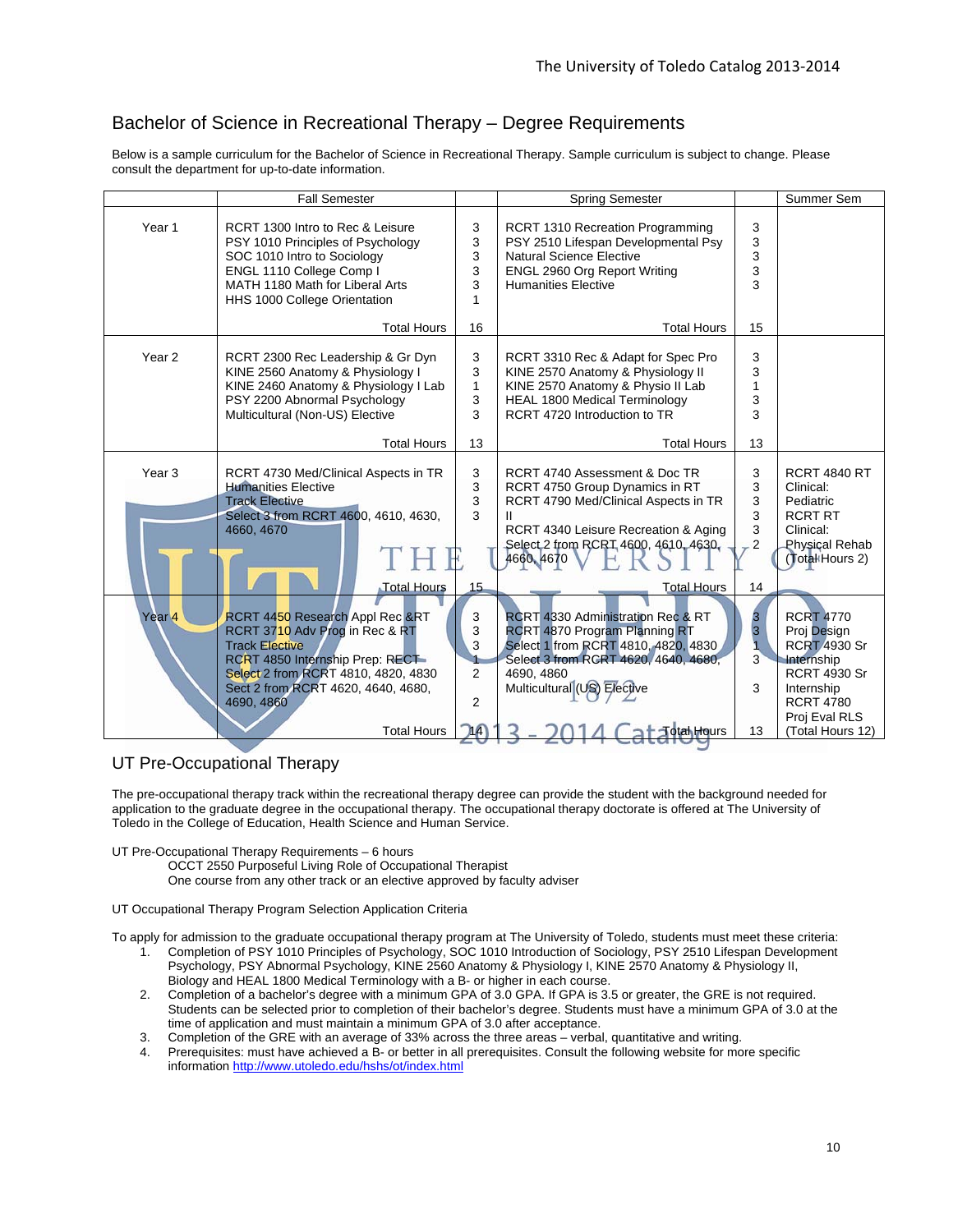## Bachelor of Science in Recreational Therapy – Degree Requirements

Below is a sample curriculum for the Bachelor of Science in Recreational Therapy. Sample curriculum is subject to change. Please consult the department for up-to-date information.

| | Fall Semester | | Spring Semester | | Summer Sem |
|---|---|---|---|---|---|
| Year 1 | RCRT 1300 Intro to Rec & Leisure<br>PSY 1010 Principles of Psychology<br>SOC 1010 Intro to Sociology<br>ENGL 1110 College Comp I<br>MATH 1180 Math for Liberal Arts<br>HHS 1000 College Orientation | 3<br>3<br>3<br>3<br>3<br>1 | RCRT 1310 Recreation Programming<br>PSY 2510 Lifespan Developmental Psy<br>Natural Science Elective<br>ENGL 2960 Org Report Writing<br>Humanities Elective | 3<br>3<br>3<br>3<br>3 | |
| | Total Hours | 16 | Total Hours | 15 | |
| Year 2 | RCRT 2300 Rec Leadership & Gr Dyn<br>KINE 2560 Anatomy & Physiology I<br>KINE 2460 Anatomy & Physiology I Lab<br>PSY 2200 Abnormal Psychology<br>Multicultural (Non-US) Elective | 3<br>3<br>1<br>3<br>3 | RCRT 3310 Rec & Adapt for Spec Pro<br>KINE 2570 Anatomy & Physiology II<br>KINE 2570 Anatomy & Physio II Lab<br>HEAL 1800 Medical Terminology<br>RCRT 4720 Introduction to TR | 3<br>3<br>1<br>3<br>3 | |
| | Total Hours | 13 | Total Hours | 13 | |
| Year 3 | RCRT 4730 Med/Clinical Aspects in TR<br>Humanities Elective<br>Track Elective<br>Select 3 from RCRT 4600, 4610, 4630, 4660, 4670 | 3<br>3<br>3<br>3 | RCRT 4740 Assessment & Doc TR<br>RCRT 4750 Group Dynamics in RT<br>RCRT 4790 Med/Clinical Aspects in TR II<br>RCRT 4340 Leisure Recreation & Aging<br>Select 2 from RCRT 4600, 4610, 4630, 4660, 4670 | 3<br>3<br>3<br>3<br>3<br>2 | RCRT 4840 RT Clinical: Pediatric<br>RCRT RT Clinical: Physical Rehab<br>(Total Hours 2) |
| | Total Hours | 15 | Total Hours | 14 | |
| Year 4 | RCRT 4450 Research Appl Rec &RT<br>RCRT 3710 Adv Prog in Rec & RT<br>Track Elective<br>RCRT 4850 Internship Prep: RECT<br>Select 2 from RCRT 4810, 4820, 4830<br>Sect 2 from RCRT 4620, 4640, 4680, 4690, 4860 | 3<br>3<br>3<br>1<br>2<br>2 | RCRT 4330 Administration Rec & RT<br>RCRT 4870 Program Planning RT<br>Select 1 from RCRT 4810, 4820, 4830<br>Select 3 from RCRT 4620, 4640, 4680, 4690, 4860<br>Multicultural (US) Elective | 3<br>3<br>1<br>3<br>3 | RCRT 4770 Proj Design<br>RCRT 4930 Sr Internship<br>RCRT 4930 Sr Internship<br>RCRT 4780 Proj Eval RLS<br>(Total Hours 12) |
| | Total Hours | 14 | Total Hours | 13 | |

## UT Pre-Occupational Therapy

The pre-occupational therapy track within the recreational therapy degree can provide the student with the background needed for application to the graduate degree in the occupational therapy. The occupational therapy doctorate is offered at The University of Toledo in the College of Education, Health Science and Human Service.

UT Pre-Occupational Therapy Requirements – 6 hours

- OCCT 2550 Purposeful Living Role of Occupational Therapist
- One course from any other track or an elective approved by faculty adviser

UT Occupational Therapy Program Selection Application Criteria

To apply for admission to the graduate occupational therapy program at The University of Toledo, students must meet these criteria:

1. Completion of PSY 1010 Principles of Psychology, SOC 1010 Introduction of Sociology, PSY 2510 Lifespan Development Psychology, PSY Abnormal Psychology, KINE 2560 Anatomy & Physiology I, KINE 2570 Anatomy & Physiology II, Biology and HEAL 1800 Medical Terminology with a B- or higher in each course.
2. Completion of a bachelor's degree with a minimum GPA of 3.0 GPA. If GPA is 3.5 or greater, the GRE is not required. Students can be selected prior to completion of their bachelor's degree. Students must have a minimum GPA of 3.0 at the time of application and must maintain a minimum GPA of 3.0 after acceptance.
3. Completion of the GRE with an average of 33% across the three areas – verbal, quantitative and writing.
4. Prerequisites: must have achieved a B- or better in all prerequisites. Consult the following website for more specific information http://www.utoledo.edu/hshs/ot/index.html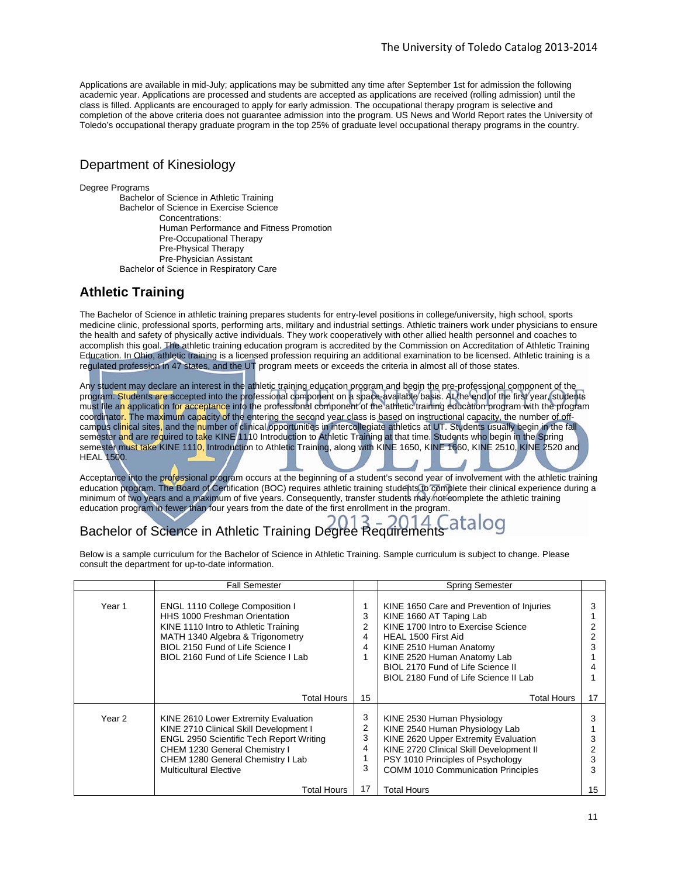Applications are available in mid-July; applications may be submitted any time after September 1st for admission the following academic year. Applications are processed and students are accepted as applications are received (rolling admission) until the class is filled. Applicants are encouraged to apply for early admission. The occupational therapy program is selective and completion of the above criteria does not guarantee admission into the program. US News and World Report rates the University of Toledo's occupational therapy graduate program in the top 25% of graduate level occupational therapy programs in the country.

## Department of Kinesiology

Degree Programs

- Bachelor of Science in Athletic Training
- Bachelor of Science in Exercise Science
  - Concentrations:
    - Human Performance and Fitness Promotion
    - Pre-Occupational Therapy
    - Pre-Physical Therapy
    - Pre-Physician Assistant
- Bachelor of Science in Respiratory Care

## Athletic Training

The Bachelor of Science in athletic training prepares students for entry-level positions in college/university, high school, sports medicine clinic, professional sports, performing arts, military and industrial settings. Athletic trainers work under physicians to ensure the health and safety of physically active individuals. They work cooperatively with other allied health personnel and coaches to accomplish this goal. The athletic training education program is accredited by the Commission on Accreditation of Athletic Training Education. In Ohio, athletic training is a licensed profession requiring an additional examination to be licensed. Athletic training is a regulated profession in 47 states, and the UT program meets or exceeds the criteria in almost all of those states.

Any student may declare an interest in the athletic training education program and begin the pre-professional component of the program. Students are accepted into the professional component on a space-available basis. At the end of the first year, students must file an application for acceptance into the professional component of the athletic training education program with the program coordinator. The maximum capacity of the entering the second year class is based on instructional capacity, the number of off-campus clinical sites, and the number of clinical opportunities in intercollegiate athletics at UT. Students usually begin in the fall semester and are required to take KINE 1110 Introduction to Athletic Training at that time. Students who begin in the Spring semester must take KINE 1110, Introduction to Athletic Training, along with KINE 1650, KINE 1660, KINE 2510, KINE 2520 and HEAL 1500.

Acceptance into the professional program occurs at the beginning of a student's second year of involvement with the athletic training education program. The Board of Certification (BOC) requires athletic training students to complete their clinical experience during a minimum of two years and a maximum of five years. Consequently, transfer students may not complete the athletic training education program in fewer than four years from the date of the first enrollment in the program.

## Bachelor of Science in Athletic Training Degree Requirements

Below is a sample curriculum for the Bachelor of Science in Athletic Training. Sample curriculum is subject to change. Please consult the department for up-to-date information.

| | Fall Semester | | Spring Semester | |
|---|---|---|---|---|
| Year 1 | ENGL 1110 College Composition I<br>HHS 1000 Freshman Orientation<br>KINE 1110 Intro to Athletic Training<br>MATH 1340 Algebra & Trigonometry<br>BIOL 2150 Fund of Life Science I<br>BIOL 2160 Fund of Life Science I Lab | 1<br>3<br>2<br>4<br>4<br>1 | KINE 1650 Care and Prevention of Injuries<br>KINE 1660 AT Taping Lab<br>KINE 1700 Intro to Exercise Science<br>HEAL 1500 First Aid<br>KINE 2510 Human Anatomy<br>KINE 2520 Human Anatomy Lab<br>BIOL 2170 Fund of Life Science II<br>BIOL 2180 Fund of Life Science II Lab | 3<br>1<br>2<br>2<br>3<br>1<br>4<br>1 |
| | Total Hours | 15 | Total Hours | 17 |
| Year 2 | KINE 2610 Lower Extremity Evaluation<br>KINE 2710 Clinical Skill Development I<br>ENGL 2950 Scientific Tech Report Writing<br>CHEM 1230 General Chemistry I<br>CHEM 1280 General Chemistry I Lab<br>Multicultural Elective | 3<br>2<br>3<br>4<br>1<br>3 | KINE 2530 Human Physiology<br>KINE 2540 Human Physiology Lab<br>KINE 2620 Upper Extremity Evaluation<br>KINE 2720 Clinical Skill Development II<br>PSY 1010 Principles of Psychology<br>COMM 1010 Communication Principles | 3<br>1<br>3<br>2<br>3<br>3 |
| | Total Hours | 17 | Total Hours | 15 |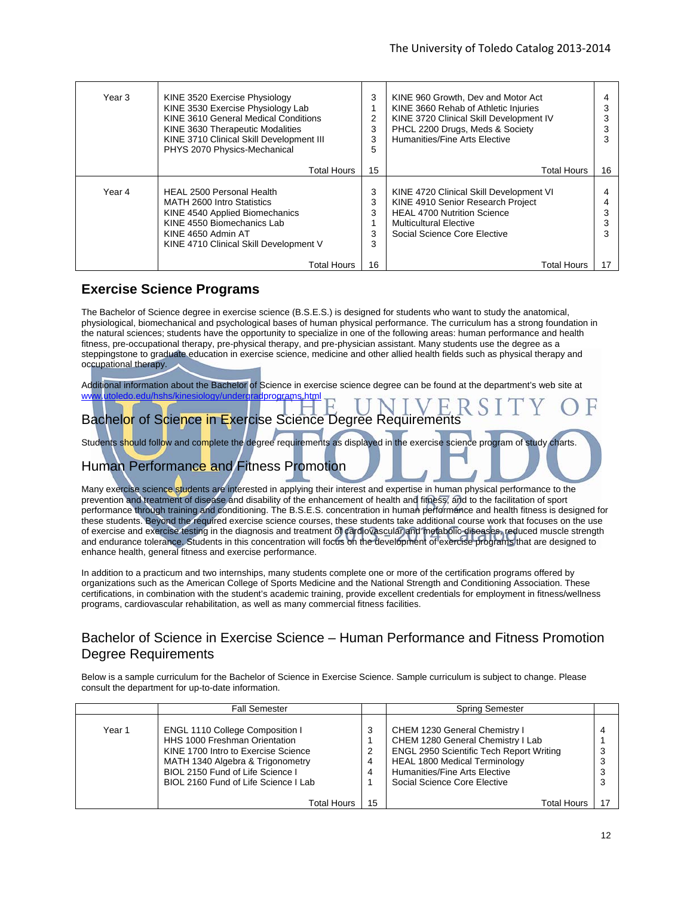| | | | | |
|---|---|---|---|---|
| Year 3 | KINE 3520 Exercise Physiology<br>KINE 3530 Exercise Physiology Lab<br>KINE 3610 General Medical Conditions<br>KINE 3630 Therapeutic Modalities<br>KINE 3710 Clinical Skill Development III<br>PHYS 2070 Physics-Mechanical | 3<br>1<br>2<br>3<br>3<br>5 | KINE 960 Growth, Dev and Motor Act<br>KINE 3660 Rehab of Athletic Injuries<br>KINE 3720 Clinical Skill Development IV<br>PHCL 2200 Drugs, Meds & Society<br>Humanities/Fine Arts Elective | 4<br>3<br>3<br>3<br>3 |
| | Total Hours | 15 | Total Hours | 16 |
| Year 4 | HEAL 2500 Personal Health<br>MATH 2600 Intro Statistics<br>KINE 4540 Applied Biomechanics<br>KINE 4550 Biomechanics Lab<br>KINE 4650 Admin AT<br>KINE 4710 Clinical Skill Development V | 3<br>3<br>3<br>1<br>3<br>3 | KINE 4720 Clinical Skill Development VI<br>KINE 4910 Senior Research Project<br>HEAL 4700 Nutrition Science<br>Multicultural Elective<br>Social Science Core Elective | 4<br>4<br>3<br>3<br>3 |
| | Total Hours | 16 | Total Hours | 17 |

## Exercise Science Programs

The Bachelor of Science degree in exercise science (B.S.E.S.) is designed for students who want to study the anatomical, physiological, biomechanical and psychological bases of human physical performance. The curriculum has a strong foundation in the natural sciences; students have the opportunity to specialize in one of the following areas: human performance and health fitness, pre-occupational therapy, pre-physical therapy, and pre-physician assistant. Many students use the degree as a steppingstone to graduate education in exercise science, medicine and other allied health fields such as physical therapy and occupational therapy.

Additional information about the Bachelor of Science in exercise science degree can be found at the department's web site at www.utoledo.edu/hshs/kinesiology/undergradprograms.html

### Bachelor of Science in Exercise Science Degree Requirements

Students should follow and complete the degree requirements as displayed in the exercise science program of study charts.

### Human Performance and Fitness Promotion

Many exercise science students are interested in applying their interest and expertise in human physical performance to the prevention and treatment of disease and disability of the enhancement of health and fitness, and to the facilitation of sport performance through training and conditioning. The B.S.E.S. concentration in human performance and health fitness is designed for these students. Beyond the required exercise science courses, these students take additional course work that focuses on the use of exercise and exercise testing in the diagnosis and treatment of cardiovascular and metabolic diseases, reduced muscle strength and endurance tolerance. Students in this concentration will focus on the development of exercise programs that are designed to enhance health, general fitness and exercise performance.

In addition to a practicum and two internships, many students complete one or more of the certification programs offered by organizations such as the American College of Sports Medicine and the National Strength and Conditioning Association. These certifications, in combination with the student's academic training, provide excellent credentials for employment in fitness/wellness programs, cardiovascular rehabilitation, as well as many commercial fitness facilities.

### Bachelor of Science in Exercise Science – Human Performance and Fitness Promotion Degree Requirements

Below is a sample curriculum for the Bachelor of Science in Exercise Science. Sample curriculum is subject to change. Please consult the department for up-to-date information.

| | Fall Semester | | Spring Semester | |
|---|---|---|---|---|
| Year 1 | ENGL 1110 College Composition I<br>HHS 1000 Freshman Orientation<br>KINE 1700 Intro to Exercise Science<br>MATH 1340 Algebra & Trigonometry<br>BIOL 2150 Fund of Life Science I<br>BIOL 2160 Fund of Life Science I Lab | 3<br>1<br>2<br>4<br>4<br>1 | CHEM 1230 General Chemistry I<br>CHEM 1280 General Chemistry I Lab<br>ENGL 2950 Scientific Tech Report Writing<br>HEAL 1800 Medical Terminology<br>Humanities/Fine Arts Elective<br>Social Science Core Elective | 4<br>1<br>3<br>3<br>3<br>3 |
| | Total Hours | 15 | Total Hours | 17 |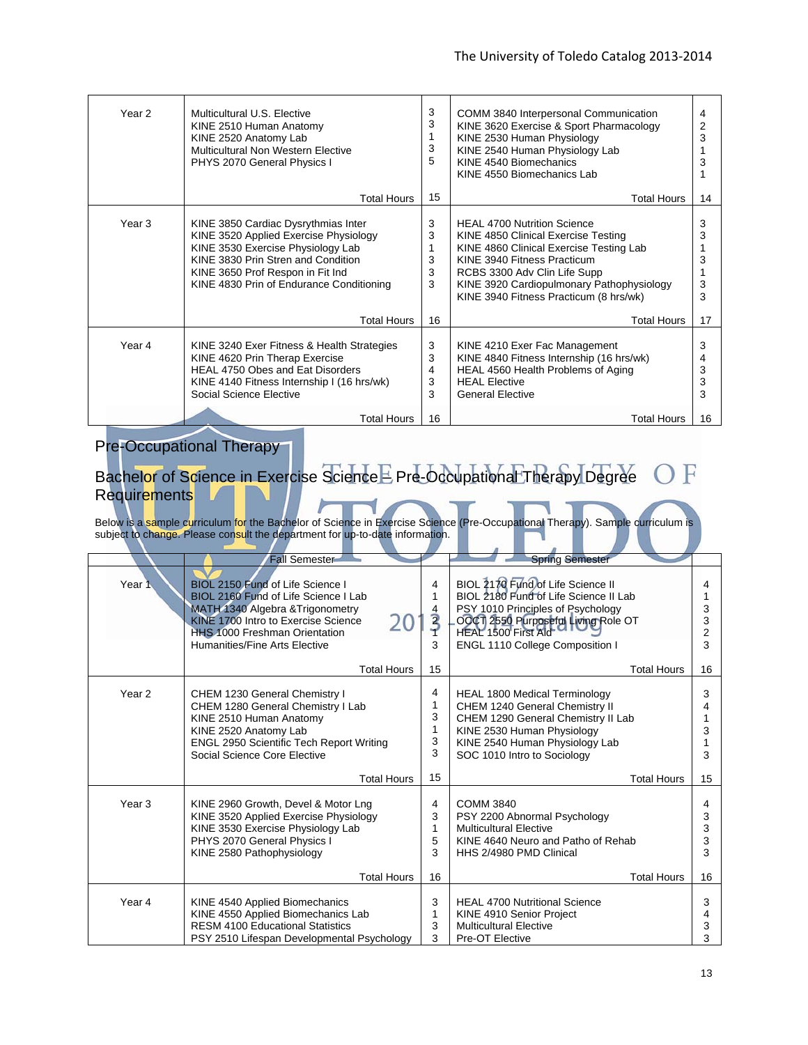| | | | | |
|---|---|---|---|---|
| Year 2 | Multicultural U.S. Elective<br>KINE 2510 Human Anatomy<br>KINE 2520 Anatomy Lab<br>Multicultural Non Western Elective<br>PHYS 2070 General Physics I | 3<br>3<br>1<br>3<br>5 | COMM 3840 Interpersonal Communication<br>KINE 3620 Exercise & Sport Pharmacology<br>KINE 2530 Human Physiology<br>KINE 2540 Human Physiology Lab<br>KINE 4540 Biomechanics<br>KINE 4550 Biomechanics Lab | 4<br>2<br>3<br>1<br>3<br>1 |
| | Total Hours | 15 | Total Hours | 14 |
| Year 3 | KINE 3850 Cardiac Dysrythmias Inter<br>KINE 3520 Applied Exercise Physiology<br>KINE 3530 Exercise Physiology Lab<br>KINE 3830 Prin Stren and Condition<br>KINE 3650 Prof Respon in Fit Ind<br>KINE 4830 Prin of Endurance Conditioning | 3<br>3<br>1<br>3<br>3<br>3 | HEAL 4700 Nutrition Science<br>KINE 4850 Clinical Exercise Testing<br>KINE 4860 Clinical Exercise Testing Lab<br>KINE 3940 Fitness Practicum<br>RCBS 3300 Adv Clin Life Supp<br>KINE 3920 Cardiopulmonary Pathophysiology<br>KINE 3940 Fitness Practicum (8 hrs/wk) | 3<br>3<br>1<br>3<br>1<br>3<br>3 |
| | Total Hours | 16 | Total Hours | 17 |
| Year 4 | KINE 3240 Exer Fitness & Health Strategies<br>KINE 4620 Prin Therap Exercise<br>HEAL 4750 Obes and Eat Disorders<br>KINE 4140 Fitness Internship I (16 hrs/wk)<br>Social Science Elective | 3<br>3<br>4<br>3<br>3 | KINE 4210 Exer Fac Management<br>KINE 4840 Fitness Internship (16 hrs/wk)<br>HEAL 4560 Health Problems of Aging<br>HEAL Elective<br>General Elective | 3<br>4<br>3<br>3<br>3 |
| | Total Hours | 16 | Total Hours | 16 |

## Pre-Occupational Therapy

### Bachelor of Science in Exercise Science – Pre-Occupational Therapy Degree Requirements

Below is a sample curriculum for the Bachelor of Science in Exercise Science (Pre-Occupational Therapy). Sample curriculum is subject to change. Please consult the department for up-to-date information.

| | Fall Semester | | Spring Semester | |
|---|---|---|---|---|
| Year 1 | BIOL 2150 Fund of Life Science I<br>BIOL 2160 Fund of Life Science I Lab<br>MATH 1340 Algebra &Trigonometry<br>KINE 1700 Intro to Exercise Science<br>HHS 1000 Freshman Orientation<br>Humanities/Fine Arts Elective | 4<br>1<br>4<br>2<br>1<br>3 | BIOL 2170 Fund of Life Science II<br>BIOL 2180 Fund of Life Science II Lab<br>PSY 1010 Principles of Psychology<br>OCCT 2550 Purposeful Living Role OT<br>HEAL 1500 First Aid<br>ENGL 1110 College Composition I | 4<br>1<br>3<br>3<br>2<br>3 |
| | Total Hours | 15 | Total Hours | 16 |
| Year 2 | CHEM 1230 General Chemistry I<br>CHEM 1280 General Chemistry I Lab<br>KINE 2510 Human Anatomy<br>KINE 2520 Anatomy Lab<br>ENGL 2950 Scientific Tech Report Writing<br>Social Science Core Elective | 4<br>1<br>3<br>1<br>3<br>3 | HEAL 1800 Medical Terminology<br>CHEM 1240 General Chemistry II<br>CHEM 1290 General Chemistry II Lab<br>KINE 2530 Human Physiology<br>KINE 2540 Human Physiology Lab<br>SOC 1010 Intro to Sociology | 3<br>4<br>1<br>3<br>1<br>3 |
| | Total Hours | 15 | Total Hours | 15 |
| Year 3 | KINE 2960 Growth, Devel & Motor Lng<br>KINE 3520 Applied Exercise Physiology<br>KINE 3530 Exercise Physiology Lab<br>PHYS 2070 General Physics I<br>KINE 2580 Pathophysiology | 4<br>3<br>1<br>5<br>3 | COMM 3840<br>PSY 2200 Abnormal Psychology<br>Multicultural Elective<br>KINE 4640 Neuro and Patho of Rehab<br>HHS 2/4980 PMD Clinical | 4<br>3<br>3<br>3<br>3 |
| | Total Hours | 16 | Total Hours | 16 |
| Year 4 | KINE 4540 Applied Biomechanics<br>KINE 4550 Applied Biomechanics Lab<br>RESM 4100 Educational Statistics<br>PSY 2510 Lifespan Developmental Psychology | 3<br>1<br>3<br>3 | HEAL 4700 Nutritional Science<br>KINE 4910 Senior Project<br>Multicultural Elective<br>Pre-OT Elective | 3<br>4<br>3<br>3 |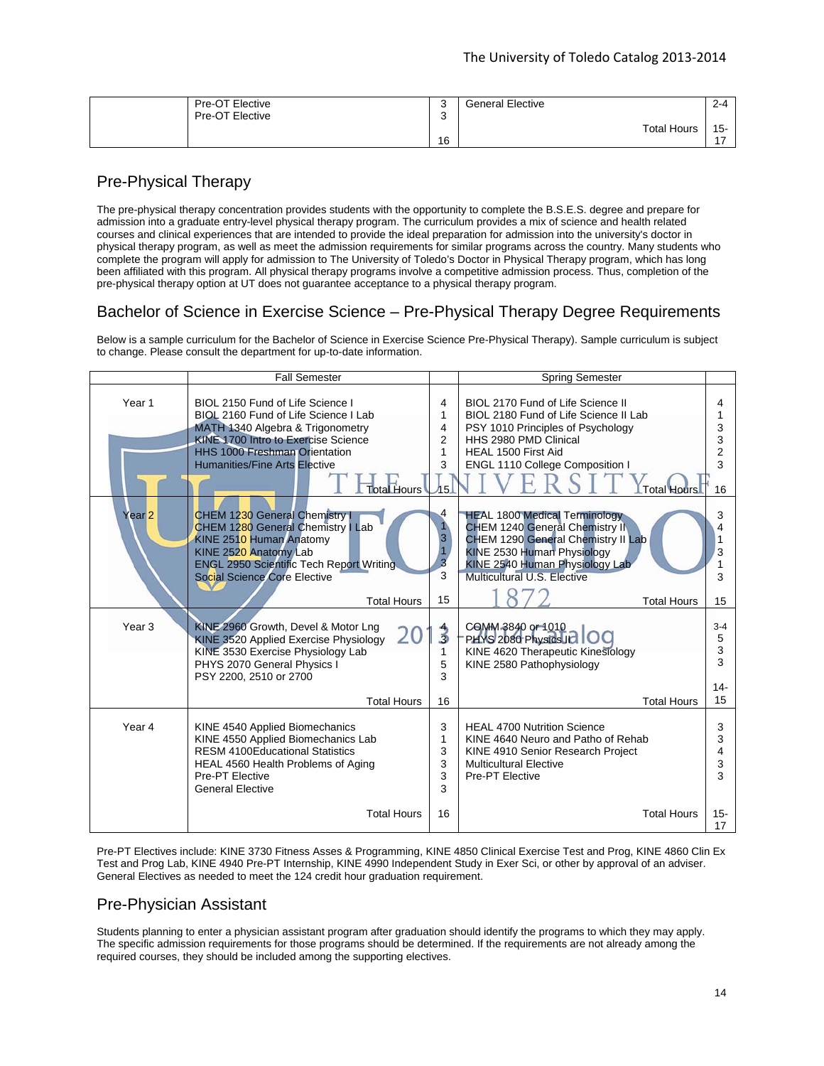| | | | | |
|---|---|---|---|---|
| | Pre-OT Elective<br>Pre-OT Elective | 3<br>3 | General Elective | 2-4 |
| | | 16 | Total Hours | 15-17 |

## Pre-Physical Therapy

The pre-physical therapy concentration provides students with the opportunity to complete the B.S.E.S. degree and prepare for admission into a graduate entry-level physical therapy program. The curriculum provides a mix of science and health related courses and clinical experiences that are intended to provide the ideal preparation for admission into the university's doctor in physical therapy program, as well as meet the admission requirements for similar programs across the country. Many students who complete the program will apply for admission to The University of Toledo's Doctor in Physical Therapy program, which has long been affiliated with this program. All physical therapy programs involve a competitive admission process. Thus, completion of the pre-physical therapy option at UT does not guarantee acceptance to a physical therapy program.

## Bachelor of Science in Exercise Science – Pre-Physical Therapy Degree Requirements

Below is a sample curriculum for the Bachelor of Science in Exercise Science Pre-Physical Therapy). Sample curriculum is subject to change. Please consult the department for up-to-date information.

| | Fall Semester | | Spring Semester | |
|---|---|---|---|---|
| Year 1 | BIOL 2150 Fund of Life Science I<br>BIOL 2160 Fund of Life Science I Lab<br>MATH 1340 Algebra & Trigonometry<br>KINE 1700 Intro to Exercise Science<br>HHS 1000 Freshman Orientation<br>Humanities/Fine Arts Elective | 4<br>1<br>4<br>2<br>1<br>3 | BIOL 2170 Fund of Life Science II<br>BIOL 2180 Fund of Life Science II Lab<br>PSY 1010 Principles of Psychology<br>HHS 2980 PMD Clinical<br>HEAL 1500 First Aid<br>ENGL 1110 College Composition I | 4<br>1<br>3<br>3<br>2<br>3 |
| | Total Hours | 15 | Total Hours | 16 |
| Year 2 | CHEM 1230 General Chemistry I<br>CHEM 1280 General Chemistry I Lab<br>KINE 2510 Human Anatomy<br>KINE 2520 Anatomy Lab<br>ENGL 2950 Scientific Tech Report Writing<br>Social Science Core Elective | 4<br>1<br>3<br>1<br>3<br>3 | HEAL 1800 Medical Terminology<br>CHEM 1240 General Chemistry II<br>CHEM 1290 General Chemistry II Lab<br>KINE 2530 Human Physiology<br>KINE 2540 Human Physiology Lab<br>Multicultural U.S. Elective | 3<br>4<br>1<br>3<br>1<br>3 |
| | Total Hours | 15 | Total Hours | 15 |
| Year 3 | KINE 2960 Growth, Devel & Motor Lng<br>KINE 3520 Applied Exercise Physiology<br>KINE 3530 Exercise Physiology Lab<br>PHYS 2070 General Physics I<br>PSY 2200, 2510 or 2700 | 4<br>3<br>1<br>5<br>3 | COMM 3840 or 1010<br>PHYS 2080 Physics II<br>KINE 4620 Therapeutic Kinesiology<br>KINE 2580 Pathophysiology | 3-4<br>5<br>3<br>3 |
| | Total Hours | 16 | Total Hours | 14-15 |
| Year 4 | KINE 4540 Applied Biomechanics<br>KINE 4550 Applied Biomechanics Lab<br>RESM 4100Educational Statistics<br>HEAL 4560 Health Problems of Aging<br>Pre-PT Elective<br>General Elective | 3<br>1<br>3<br>3<br>3<br>3 | HEAL 4700 Nutrition Science<br>KINE 4640 Neuro and Patho of Rehab<br>KINE 4910 Senior Research Project<br>Multicultural Elective<br>Pre-PT Elective | 3<br>3<br>4<br>3<br>3 |
| | Total Hours | 16 | Total Hours | 15-17 |

Pre-PT Electives include: KINE 3730 Fitness Asses & Programming, KINE 4850 Clinical Exercise Test and Prog, KINE 4860 Clin Ex Test and Prog Lab, KINE 4940 Pre-PT Internship, KINE 4990 Independent Study in Exer Sci, or other by approval of an adviser. General Electives as needed to meet the 124 credit hour graduation requirement.

## Pre-Physician Assistant

Students planning to enter a physician assistant program after graduation should identify the programs to which they may apply. The specific admission requirements for those programs should be determined. If the requirements are not already among the required courses, they should be included among the supporting electives.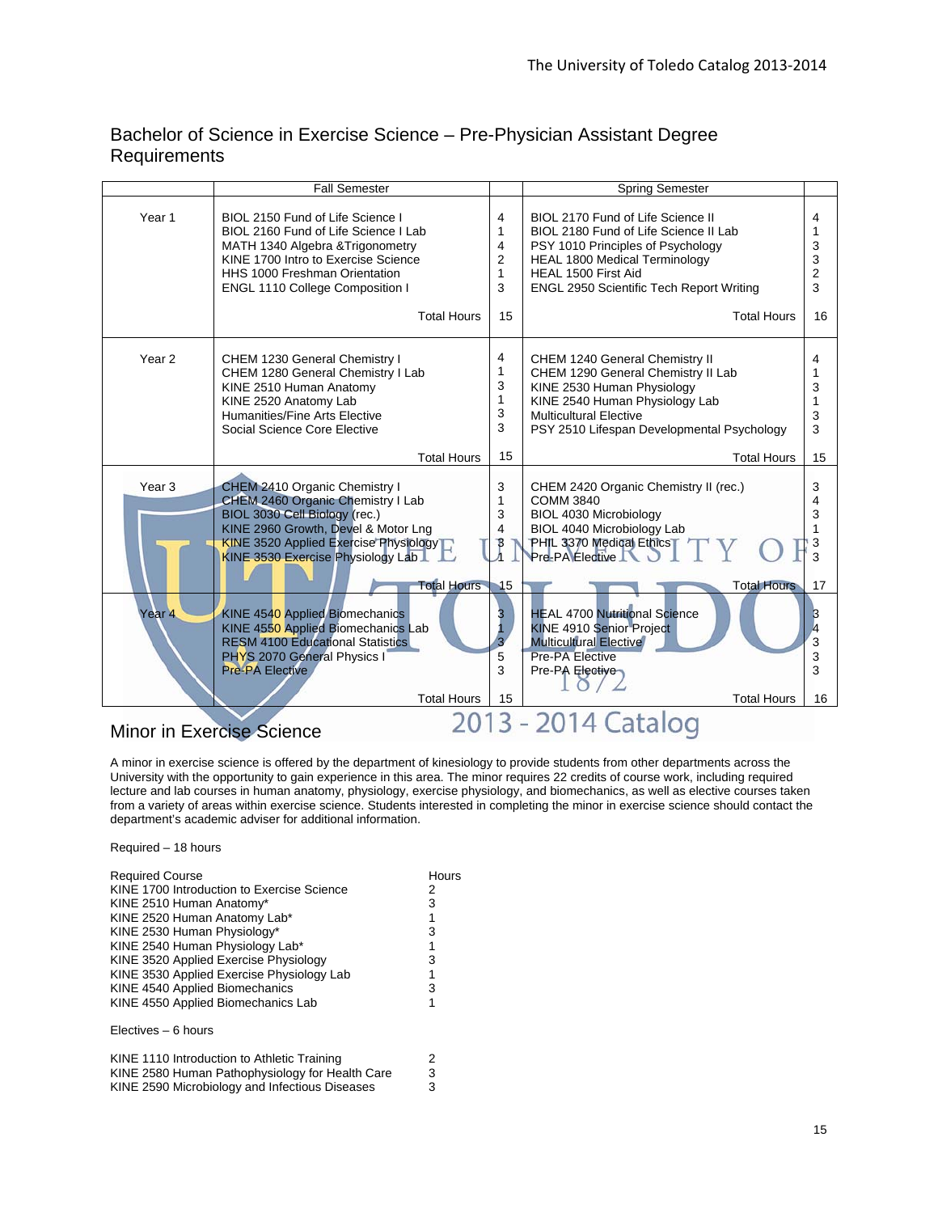## Bachelor of Science in Exercise Science – Pre-Physician Assistant Degree Requirements

| | Fall Semester | | Spring Semester | |
|---|---|---|---|---|
| Year 1 | BIOL 2150 Fund of Life Science I | 4 | BIOL 2170 Fund of Life Science II | 4 |
| | BIOL 2160 Fund of Life Science I Lab | 1 | BIOL 2180 Fund of Life Science II Lab | 1 |
| | MATH 1340 Algebra &Trigonometry | 4 | PSY 1010 Principles of Psychology | 3 |
| | KINE 1700 Intro to Exercise Science | 2 | HEAL 1800 Medical Terminology | 3 |
| | HHS 1000 Freshman Orientation | 1 | HEAL 1500 First Aid | 2 |
| | ENGL 1110 College Composition I | 3 | ENGL 2950 Scientific Tech Report Writing | 3 |
| | Total Hours | 15 | Total Hours | 16 |
| Year 2 | CHEM 1230 General Chemistry I | 4 | CHEM 1240 General Chemistry II | 4 |
| | CHEM 1280 General Chemistry I Lab | 1 | CHEM 1290 General Chemistry II Lab | 1 |
| | KINE 2510 Human Anatomy | 3 | KINE 2530 Human Physiology | 3 |
| | KINE 2520 Anatomy Lab | 1 | KINE 2540 Human Physiology Lab | 1 |
| | Humanities/Fine Arts Elective | 3 | Multicultural Elective | 3 |
| | Social Science Core Elective | 3 | PSY 2510 Lifespan Developmental Psychology | 3 |
| | Total Hours | 15 | Total Hours | 15 |
| Year 3 | CHEM 2410 Organic Chemistry I | 3 | CHEM 2420 Organic Chemistry II (rec.) | 3 |
| | CHEM 2460 Organic Chemistry I Lab | 1 | COMM 3840 | 4 |
| | BIOL 3030 Cell Biology (rec.) | 3 | BIOL 4030 Microbiology | 3 |
| | KINE 2960 Growth, Devel & Motor Lng | 4 | BIOL 4040 Microbiology Lab | 1 |
| | KINE 3520 Applied Exercise Physiology | 3 | PHIL 3370 Medical Ethics | 3 |
| | KINE 3530 Exercise Physiology Lab | 1 | Pre-PA Elective | 3 |
| | Total Hours | 15 | Total Hours | 17 |
| Year 4 | KINE 4540 Applied Biomechanics | 3 | HEAL 4700 Nutritional Science | 3 |
| | KINE 4550 Applied Biomechanics Lab | 1 | KINE 4910 Senior Project | 4 |
| | RESM 4100 Educational Statistics | 3 | Multicultural Elective | 3 |
| | PHYS 2070 General Physics I | 5 | Pre-PA Elective | 3 |
| | Pre-PA Elective | 3 | Pre-PA Elective | 3 |
| | Total Hours | 15 | Total Hours | 16 |

## Minor in Exercise Science

A minor in exercise science is offered by the department of kinesiology to provide students from other departments across the University with the opportunity to gain experience in this area. The minor requires 22 credits of course work, including required lecture and lab courses in human anatomy, physiology, exercise physiology, and biomechanics, as well as elective courses taken from a variety of areas within exercise science. Students interested in completing the minor in exercise science should contact the department's academic adviser for additional information.

Required – 18 hours

| Required Course | Hours |
|---|---|
| KINE 1700 Introduction to Exercise Science | 2 |
| KINE 2510 Human Anatomy* | 3 |
| KINE 2520 Human Anatomy Lab* | 1 |
| KINE 2530 Human Physiology* | 3 |
| KINE 2540 Human Physiology Lab* | 1 |
| KINE 3520 Applied Exercise Physiology | 3 |
| KINE 3530 Applied Exercise Physiology Lab | 1 |
| KINE 4540 Applied Biomechanics | 3 |
| KINE 4550 Applied Biomechanics Lab | 1 |

Electives – 6 hours

| | |
|---|---|
| KINE 1110 Introduction to Athletic Training | 2 |
| KINE 2580 Human Pathophysiology for Health Care | 3 |
| KINE 2590 Microbiology and Infectious Diseases | 3 |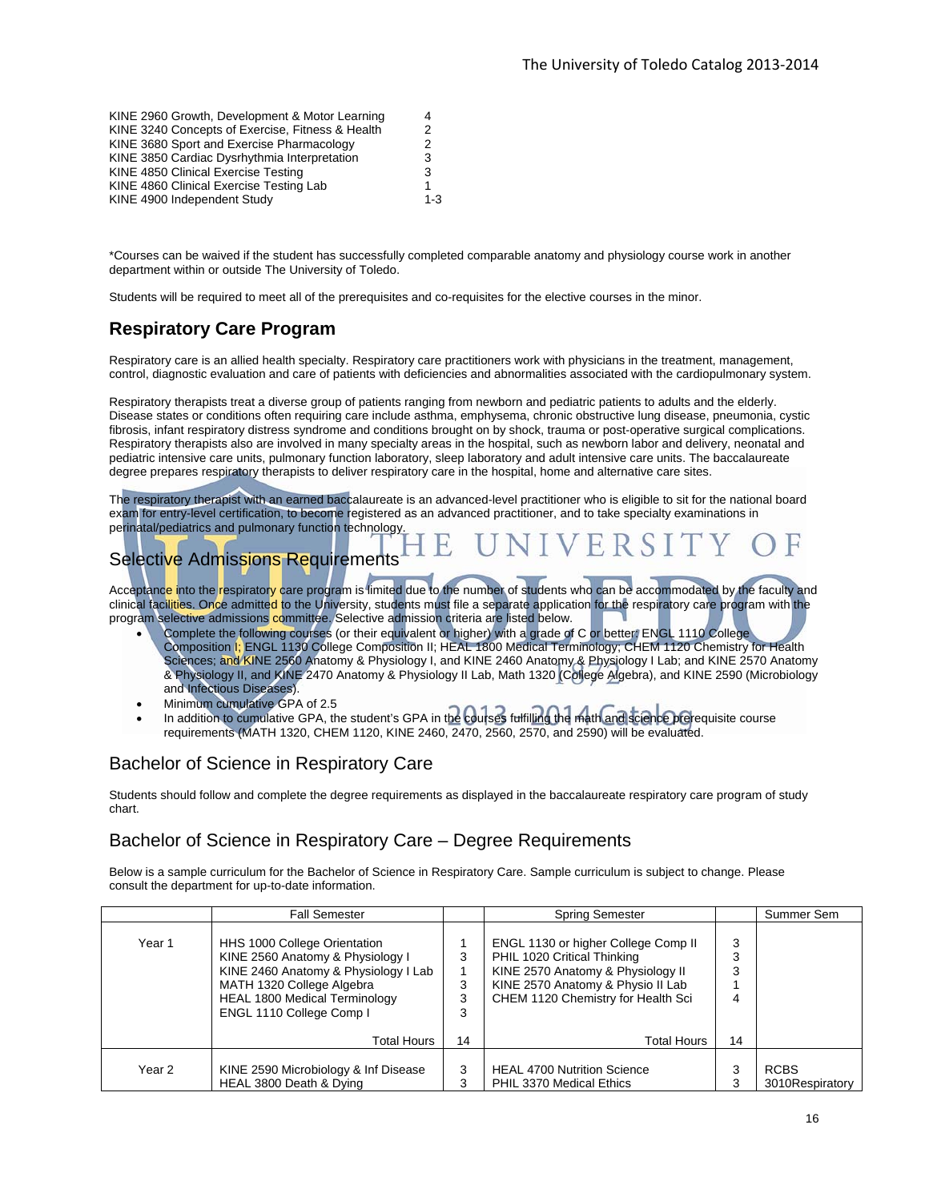| | |
|---|---|
| KINE 2960 Growth, Development & Motor Learning | 4 |
| KINE 3240 Concepts of Exercise, Fitness & Health | 2 |
| KINE 3680 Sport and Exercise Pharmacology | 2 |
| KINE 3850 Cardiac Dysrhythmia Interpretation | 3 |
| KINE 4850 Clinical Exercise Testing | 3 |
| KINE 4860 Clinical Exercise Testing Lab | 1 |
| KINE 4900 Independent Study | 1-3 |

*Courses can be waived if the student has successfully completed comparable anatomy and physiology course work in another department within or outside The University of Toledo.

Students will be required to meet all of the prerequisites and co-requisites for the elective courses in the minor.

## Respiratory Care Program

Respiratory care is an allied health specialty. Respiratory care practitioners work with physicians in the treatment, management, control, diagnostic evaluation and care of patients with deficiencies and abnormalities associated with the cardiopulmonary system.

Respiratory therapists treat a diverse group of patients ranging from newborn and pediatric patients to adults and the elderly. Disease states or conditions often requiring care include asthma, emphysema, chronic obstructive lung disease, pneumonia, cystic fibrosis, infant respiratory distress syndrome and conditions brought on by shock, trauma or post-operative surgical complications. Respiratory therapists also are involved in many specialty areas in the hospital, such as newborn labor and delivery, neonatal and pediatric intensive care units, pulmonary function laboratory, sleep laboratory and adult intensive care units. The baccalaureate degree prepares respiratory therapists to deliver respiratory care in the hospital, home and alternative care sites.

The respiratory therapist with an earned baccalaureate is an advanced-level practitioner who is eligible to sit for the national board exam for entry-level certification, to become registered as an advanced practitioner, and to take specialty examinations in perinatal/pediatrics and pulmonary function technology.

### Selective Admissions Requirements

Acceptance into the respiratory care program is limited due to the number of students who can be accommodated by the faculty and clinical facilities. Once admitted to the University, students must file a separate application for the respiratory care program with the program selective admissions committee. Selective admission criteria are listed below.

- Complete the following courses (or their equivalent or higher) with a grade of C or better: ENGL 1110 College Composition I; ENGL 1130 College Composition II; HEAL 1800 Medical Terminology; CHEM 1120 Chemistry for Health Sciences; and KINE 2560 Anatomy & Physiology I, and KINE 2460 Anatomy & Physiology I Lab; and KINE 2570 Anatomy & Physiology II, and KINE 2470 Anatomy & Physiology II Lab, Math 1320 (College Algebra), and KINE 2590 (Microbiology and Infectious Diseases).
- Minimum cumulative GPA of 2.5
- In addition to cumulative GPA, the student's GPA in the courses fulfilling the math and science prerequisite course requirements (MATH 1320, CHEM 1120, KINE 2460, 2470, 2560, 2570, and 2590) will be evaluated.

### Bachelor of Science in Respiratory Care

Students should follow and complete the degree requirements as displayed in the baccalaureate respiratory care program of study chart.

### Bachelor of Science in Respiratory Care – Degree Requirements

Below is a sample curriculum for the Bachelor of Science in Respiratory Care. Sample curriculum is subject to change. Please consult the department for up-to-date information.

| | Fall Semester | | Spring Semester | | Summer Sem |
|---|---|---|---|---|---|
| Year 1 | HHS 1000 College Orientation<br>KINE 2560 Anatomy & Physiology I<br>KINE 2460 Anatomy & Physiology I Lab<br>MATH 1320 College Algebra<br>HEAL 1800 Medical Terminology<br>ENGL 1110 College Comp I | 1<br>3<br>1<br>3<br>3<br>3 | ENGL 1130 or higher College Comp II<br>PHIL 1020 Critical Thinking<br>KINE 2570 Anatomy & Physiology II<br>KINE 2570 Anatomy & Physio II Lab<br>CHEM 1120 Chemistry for Health Sci | 3<br>3<br>3<br>1<br>4 | |
| | Total Hours | 14 | Total Hours | 14 | |
| Year 2 | KINE 2590 Microbiology & Inf Disease<br>HEAL 3800 Death & Dying | 3<br>3 | HEAL 4700 Nutrition Science<br>PHIL 3370 Medical Ethics | 3<br>3 | RCBS 3010Respiratory |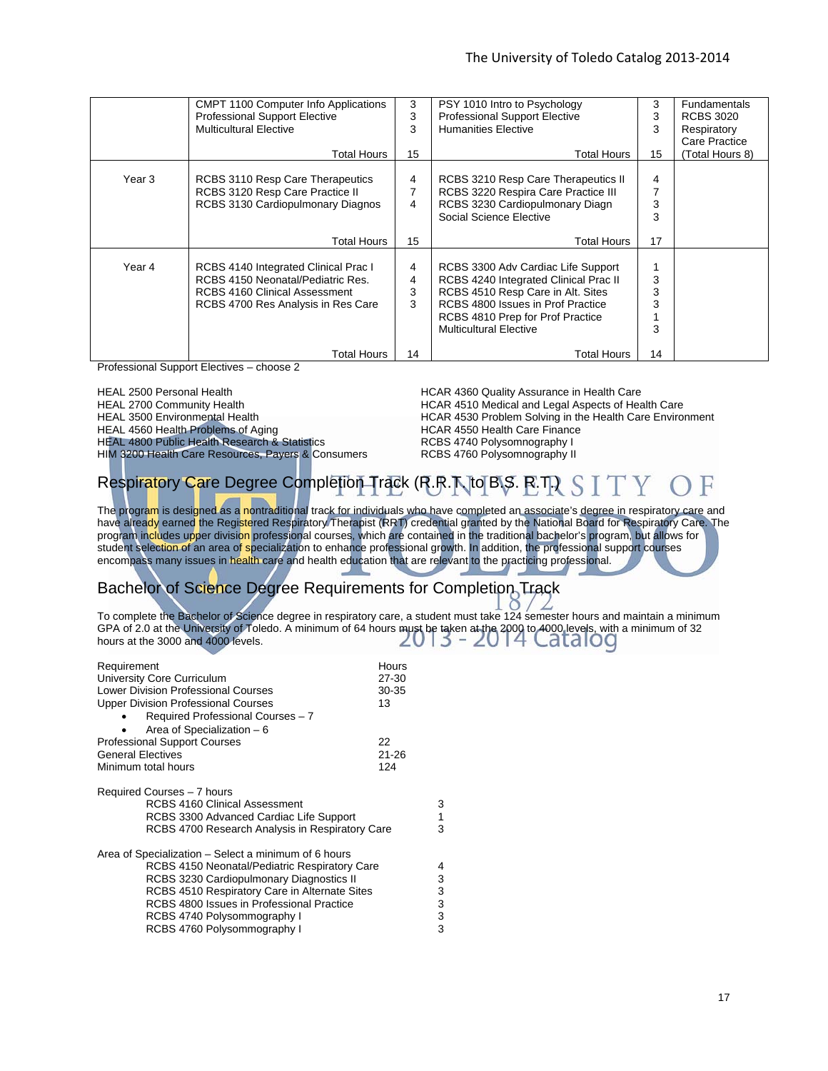| | | | | | |
|---|---|---|---|---|---|
| | CMPT 1100 Computer Info Applications<br>Professional Support Elective<br>Multicultural Elective | 3<br>3<br>3 | PSY 1010 Intro to Psychology<br>Professional Support Elective<br>Humanities Elective | 3<br>3<br>3 | Fundamentals RCBS 3020 Respiratory Care Practice |
| | Total Hours | 15 | Total Hours | 15 | (Total Hours 8) |
| Year 3 | RCBS 3110 Resp Care Therapeutics<br>RCBS 3120 Resp Care Practice II<br>RCBS 3130 Cardiopulmonary Diagnos | 4<br>7<br>4 | RCBS 3210 Resp Care Therapeutics II<br>RCBS 3220 Respira Care Practice III<br>RCBS 3230 Cardiopulmonary Diagn<br>Social Science Elective | 4<br>7<br>3<br>3 | |
| | Total Hours | 15 | Total Hours | 17 | |
| Year 4 | RCBS 4140 Integrated Clinical Prac I<br>RCBS 4150 Neonatal/Pediatric Res.<br>RCBS 4160 Clinical Assessment<br>RCBS 4700 Res Analysis in Res Care | 4<br>4<br>3<br>3 | RCBS 3300 Adv Cardiac Life Support<br>RCBS 4240 Integrated Clinical Prac II<br>RCBS 4510 Resp Care in Alt. Sites<br>RCBS 4800 Issues in Prof Practice<br>RCBS 4810 Prep for Prof Practice<br>Multicultural Elective | 1<br>3<br>3<br>3<br>1<br>3 | |
| | Total Hours | 14 | Total Hours | 14 | |

Professional Support Electives – choose 2

HEAL 2500 Personal Health
HEAL 2700 Community Health
HEAL 3500 Environmental Health
HEAL 4560 Health Problems of Aging
HEAL 4800 Public Health Research & Statistics
HIM 3200 Health Care Resources, Payers & Consumers
HCAR 4360 Quality Assurance in Health Care
HCAR 4510 Medical and Legal Aspects of Health Care
HCAR 4530 Problem Solving in the Health Care Environment
HCAR 4550 Health Care Finance
RCBS 4740 Polysomnography I
RCBS 4760 Polysomnography II

## Respiratory Care Degree Completion Track (R.R.T. to B.S. R.T.)

The program is designed as a nontraditional track for individuals who have completed an associate's degree in respiratory care and have already earned the Registered Respiratory Therapist (RRT) credential granted by the National Board for Respiratory Care. The program includes upper division professional courses, which are contained in the traditional bachelor's program, but allows for student selection of an area of specialization to enhance professional growth. In addition, the professional support courses encompass many issues in health care and health education that are relevant to the practicing professional.

## Bachelor of Science Degree Requirements for Completion Track

To complete the Bachelor of Science degree in respiratory care, a student must take 124 semester hours and maintain a minimum GPA of 2.0 at the University of Toledo. A minimum of 64 hours must be taken at the 2000 to 4000 levels, with a minimum of 32 hours at the 3000 and 4000 levels.

| Requirement | Hours |
|---|---|
| University Core Curriculum | 27-30 |
| Lower Division Professional Courses | 30-35 |
| Upper Division Professional Courses | 13 |
| • Required Professional Courses – 7 | |
| • Area of Specialization – 6 | |
| Professional Support Courses | 22 |
| General Electives | 21-26 |
| Minimum total hours | 124 |

Required Courses – 7 hours

| | |
|---|---|
| RCBS 4160 Clinical Assessment | 3 |
| RCBS 3300 Advanced Cardiac Life Support | 1 |
| RCBS 4700 Research Analysis in Respiratory Care | 3 |

Area of Specialization – Select a minimum of 6 hours

| | |
|---|---|
| RCBS 4150 Neonatal/Pediatric Respiratory Care | 4 |
| RCBS 3230 Cardiopulmonary Diagnostics II | 3 |
| RCBS 4510 Respiratory Care in Alternate Sites | 3 |
| RCBS 4800 Issues in Professional Practice | 3 |
| RCBS 4740 Polysommography I | 3 |
| RCBS 4760 Polysommography I | 3 |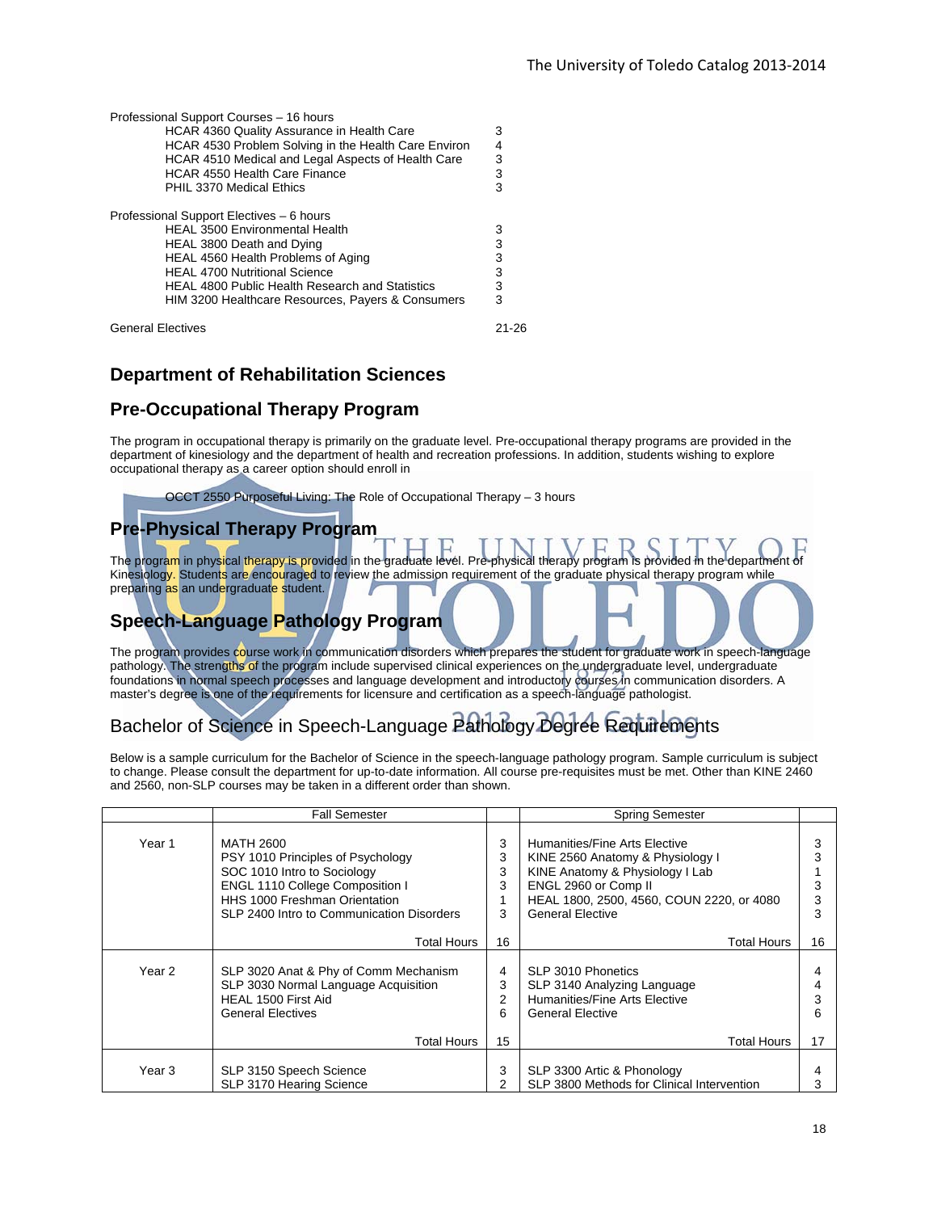Professional Support Courses – 16 hours

| | |
|---|---|
| HCAR 4360 Quality Assurance in Health Care | 3 |
| HCAR 4530 Problem Solving in the Health Care Environ | 4 |
| HCAR 4510 Medical and Legal Aspects of Health Care | 3 |
| HCAR 4550 Health Care Finance | 3 |
| PHIL 3370 Medical Ethics | 3 |

Professional Support Electives – 6 hours

| | |
|---|---|
| HEAL 3500 Environmental Health | 3 |
| HEAL 3800 Death and Dying | 3 |
| HEAL 4560 Health Problems of Aging | 3 |
| HEAL 4700 Nutritional Science | 3 |
| HEAL 4800 Public Health Research and Statistics | 3 |
| HIM 3200 Healthcare Resources, Payers & Consumers | 3 |

General Electives 21-26

## Department of Rehabilitation Sciences

## Pre-Occupational Therapy Program

The program in occupational therapy is primarily on the graduate level. Pre-occupational therapy programs are provided in the department of kinesiology and the department of health and recreation professions. In addition, students wishing to explore occupational therapy as a career option should enroll in

OCCT 2550 Purposeful Living: The Role of Occupational Therapy – 3 hours

## Pre-Physical Therapy Program

The program in physical therapy is provided in the graduate level. Pre-physical therapy program is provided in the department of Kinesiology. Students are encouraged to review the admission requirement of the graduate physical therapy program while preparing as an undergraduate student.

## Speech-Language Pathology Program

The program provides course work in communication disorders which prepares the student for graduate work in speech-language pathology. The strengths of the program include supervised clinical experiences on the undergraduate level, undergraduate foundations in normal speech processes and language development and introductory courses in communication disorders. A master's degree is one of the requirements for licensure and certification as a speech-language pathologist.

### Bachelor of Science in Speech-Language Pathology Degree Requirements

Below is a sample curriculum for the Bachelor of Science in the speech-language pathology program. Sample curriculum is subject to change. Please consult the department for up-to-date information. All course pre-requisites must be met. Other than KINE 2460 and 2560, non-SLP courses may be taken in a different order than shown.

| | Fall Semester | | Spring Semester | |
|---|---|---|---|---|
| Year 1 | MATH 2600 | 3 | Humanities/Fine Arts Elective | 3 |
| | PSY 1010 Principles of Psychology | 3 | KINE 2560 Anatomy & Physiology I | 3 |
| | SOC 1010 Intro to Sociology | 3 | KINE Anatomy & Physiology I Lab | 1 |
| | ENGL 1110 College Composition I | 3 | ENGL 2960 or Comp II | 3 |
| | HHS 1000 Freshman Orientation | 1 | HEAL 1800, 2500, 4560, COUN 2220, or 4080 | 3 |
| | SLP 2400 Intro to Communication Disorders | 3 | General Elective | 3 |
| | Total Hours | 16 | Total Hours | 16 |
| Year 2 | SLP 3020 Anat & Phy of Comm Mechanism | 4 | SLP 3010 Phonetics | 4 |
| | SLP 3030 Normal Language Acquisition | 3 | SLP 3140 Analyzing Language | 4 |
| | HEAL 1500 First Aid | 2 | Humanities/Fine Arts Elective | 3 |
| | General Electives | 6 | General Elective | 6 |
| | Total Hours | 15 | Total Hours | 17 |
| Year 3 | SLP 3150 Speech Science | 3 | SLP 3300 Artic & Phonology | 4 |
| | SLP 3170 Hearing Science | 2 | SLP 3800 Methods for Clinical Intervention | 3 |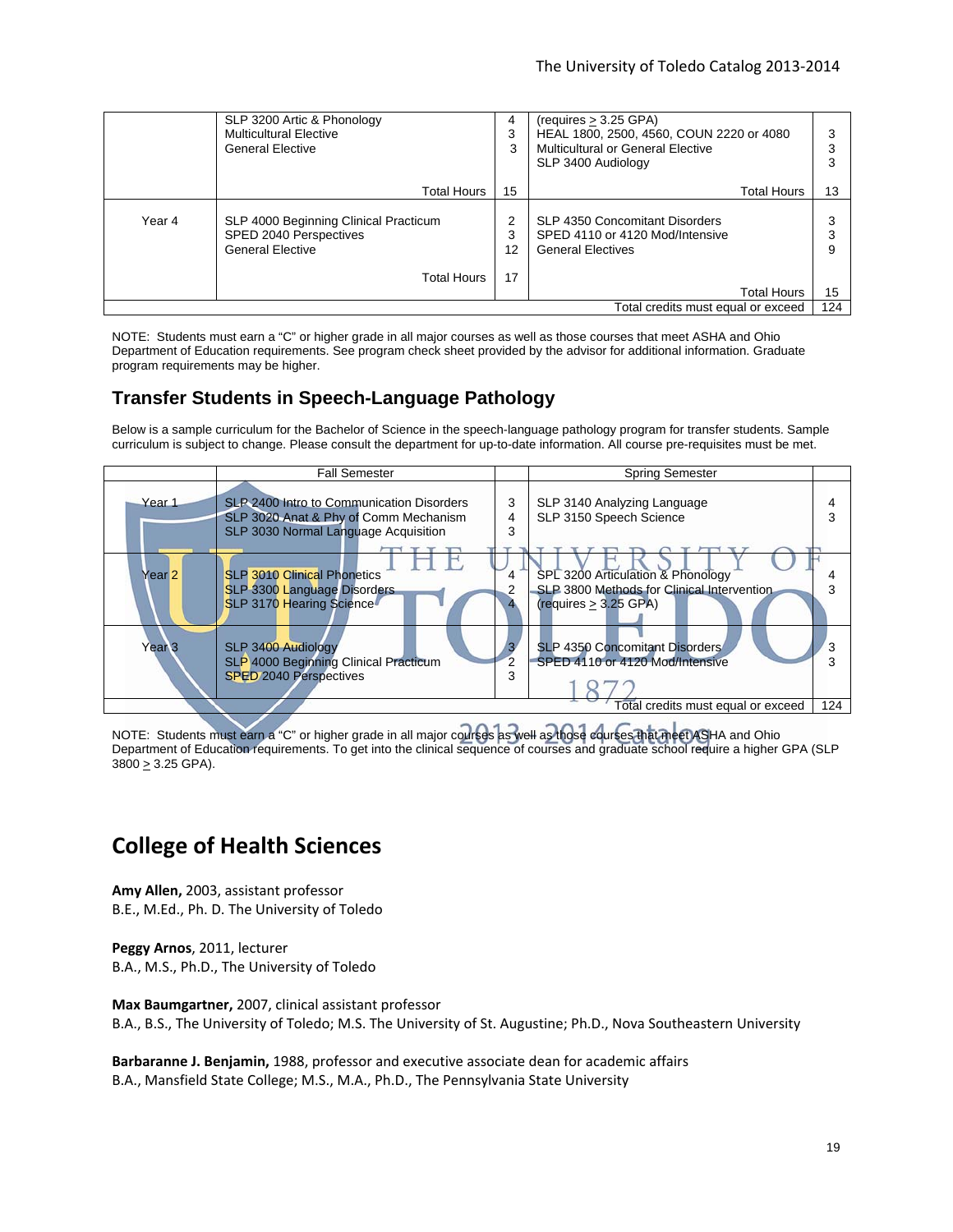| | | | | |
|---|---|---|---|---|
| | SLP 3200 Artic & Phonology<br>Multicultural Elective<br>General Elective | 4<br>3<br>3 | (requires ≥ 3.25 GPA)<br>HEAL 1800, 2500, 4560, COUN 2220 or 4080<br>Multicultural or General Elective<br>SLP 3400 Audiology | <br>3<br>3<br>3 |
| | Total Hours | 15 | Total Hours | 13 |
| Year 4 | SLP 4000 Beginning Clinical Practicum<br>SPED 2040 Perspectives<br>General Elective | 2<br>3<br>12 | SLP 4350 Concomitant Disorders<br>SPED 4110 or 4120 Mod/Intensive<br>General Electives | 3<br>3<br>9 |
| | Total Hours | 17 | Total Hours | 15 |
| | | | Total credits must equal or exceed | 124 |

NOTE: Students must earn a "C" or higher grade in all major courses as well as those courses that meet ASHA and Ohio Department of Education requirements. See program check sheet provided by the advisor for additional information. Graduate program requirements may be higher.

## Transfer Students in Speech-Language Pathology

Below is a sample curriculum for the Bachelor of Science in the speech-language pathology program for transfer students. Sample curriculum is subject to change. Please consult the department for up-to-date information. All course pre-requisites must be met.

| | Fall Semester | | Spring Semester | |
|---|---|---|---|---|
| Year 1 | SLP 2400 Intro to Communication Disorders<br>SLP 3020 Anat & Phy of Comm Mechanism<br>SLP 3030 Normal Language Acquisition | 3<br>4<br>3 | SLP 3140 Analyzing Language<br>SLP 3150 Speech Science | 4<br>3 |
| Year 2 | SLP 3010 Clinical Phonetics<br>SLP 3300 Language Disorders<br>SLP 3170 Hearing Science | 4<br>2<br>4 | SPL 3200 Articulation & Phonology<br>SLP 3800 Methods for Clinical Intervention<br>(requires ≥ 3.25 GPA) | 4<br>3 |
| Year 3 | SLP 3400 Audiology<br>SLP 4000 Beginning Clinical Practicum<br>SPED 2040 Perspectives | 3<br>2<br>3 | SLP 4350 Concomitant Disorders<br>SPED 4110 or 4120 Mod/Intensive | 3<br>3 |
| | | | Total credits must equal or exceed | 124 |

NOTE: Students must earn a "C" or higher grade in all major courses as well as those courses that meet ASHA and Ohio Department of Education requirements. To get into the clinical sequence of courses and graduate school require a higher GPA (SLP 3800 ≥ 3.25 GPA).

# College of Health Sciences

**Amy Allen,** 2003, assistant professor
B.E., M.Ed., Ph. D. The University of Toledo

**Peggy Arnos**, 2011, lecturer
B.A., M.S., Ph.D., The University of Toledo

**Max Baumgartner,** 2007, clinical assistant professor
B.A., B.S., The University of Toledo; M.S. The University of St. Augustine; Ph.D., Nova Southeastern University

**Barbaranne J. Benjamin,** 1988, professor and executive associate dean for academic affairs
B.A., Mansfield State College; M.S., M.A., Ph.D., The Pennsylvania State University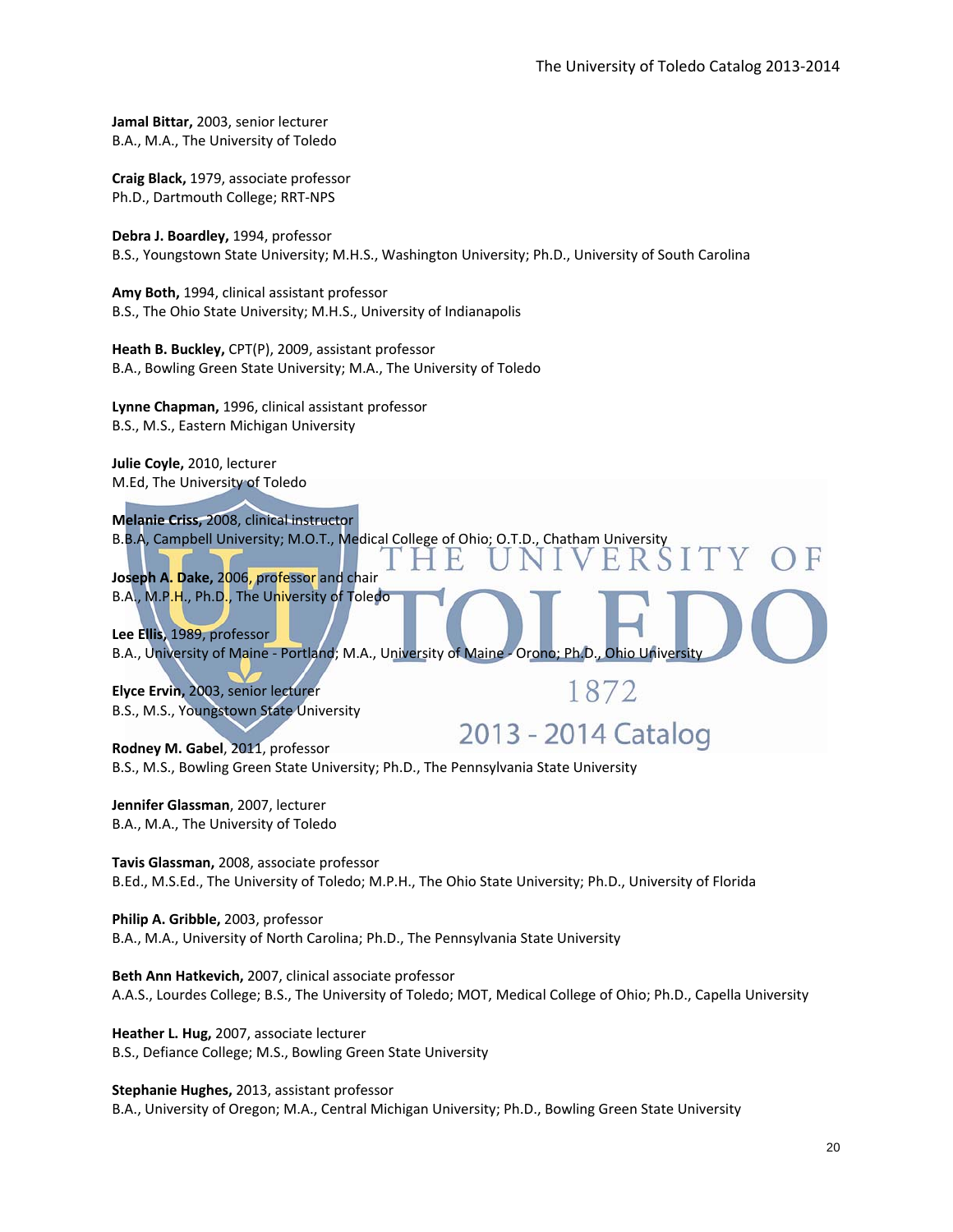**Jamal Bittar,** 2003, senior lecturer
B.A., M.A., The University of Toledo

**Craig Black,** 1979, associate professor
Ph.D., Dartmouth College; RRT-NPS

**Debra J. Boardley,** 1994, professor
B.S., Youngstown State University; M.H.S., Washington University; Ph.D., University of South Carolina

**Amy Both,** 1994, clinical assistant professor
B.S., The Ohio State University; M.H.S., University of Indianapolis

**Heath B. Buckley,** CPT(P), 2009, assistant professor
B.A., Bowling Green State University; M.A., The University of Toledo

**Lynne Chapman,** 1996, clinical assistant professor
B.S., M.S., Eastern Michigan University

**Julie Coyle,** 2010, lecturer
M.Ed, The University of Toledo

**Melanie Criss,** 2008, clinical instructor
B.B.A, Campbell University; M.O.T., Medical College of Ohio; O.T.D., Chatham University

**Joseph A. Dake,** 2006, professor and chair
B.A., M.P.H., Ph.D., The University of Toledo

**Lee Ellis,** 1989, professor
B.A., University of Maine - Portland; M.A., University of Maine - Orono; Ph.D., Ohio University

**Elyce Ervin,** 2003, senior lecturer
B.S., M.S., Youngstown State University

**Rodney M. Gabel**, 2011, professor
B.S., M.S., Bowling Green State University; Ph.D., The Pennsylvania State University

**Jennifer Glassman**, 2007, lecturer
B.A., M.A., The University of Toledo

**Tavis Glassman,** 2008, associate professor
B.Ed., M.S.Ed., The University of Toledo; M.P.H., The Ohio State University; Ph.D., University of Florida

**Philip A. Gribble,** 2003, professor
B.A., M.A., University of North Carolina; Ph.D., The Pennsylvania State University

**Beth Ann Hatkevich,** 2007, clinical associate professor
A.A.S., Lourdes College; B.S., The University of Toledo; MOT, Medical College of Ohio; Ph.D., Capella University

**Heather L. Hug,** 2007, associate lecturer
B.S., Defiance College; M.S., Bowling Green State University

**Stephanie Hughes,** 2013, assistant professor
B.A., University of Oregon; M.A., Central Michigan University; Ph.D., Bowling Green State University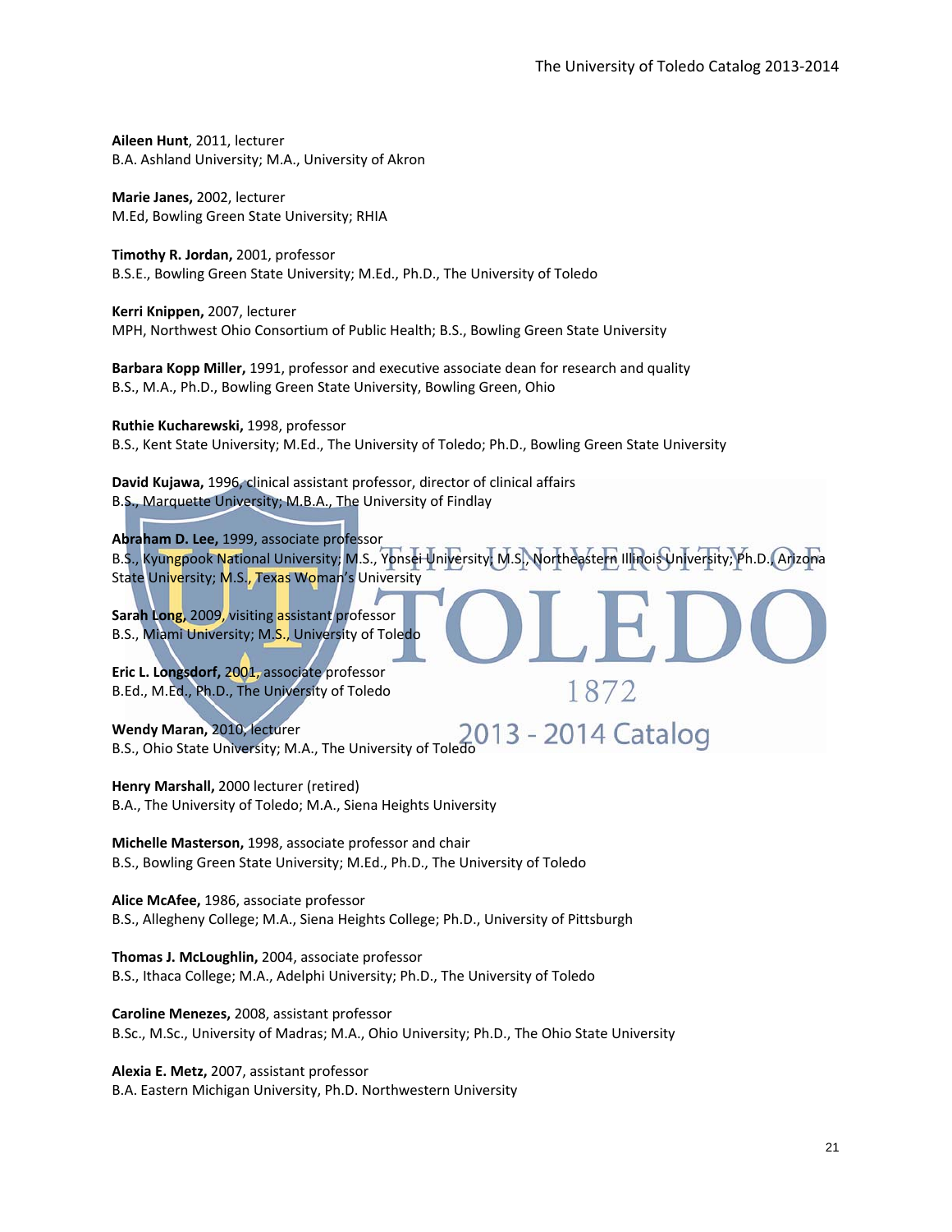**Aileen Hunt**, 2011, lecturer
B.A. Ashland University; M.A., University of Akron

**Marie Janes,** 2002, lecturer
M.Ed, Bowling Green State University; RHIA

**Timothy R. Jordan,** 2001, professor
B.S.E., Bowling Green State University; M.Ed., Ph.D., The University of Toledo

**Kerri Knippen,** 2007, lecturer
MPH, Northwest Ohio Consortium of Public Health; B.S., Bowling Green State University

**Barbara Kopp Miller,** 1991, professor and executive associate dean for research and quality
B.S., M.A., Ph.D., Bowling Green State University, Bowling Green, Ohio

**Ruthie Kucharewski,** 1998, professor
B.S., Kent State University; M.Ed., The University of Toledo; Ph.D., Bowling Green State University

**David Kujawa,** 1996, clinical assistant professor, director of clinical affairs
B.S., Marquette University; M.B.A., The University of Findlay

**Abraham D. Lee,** 1999, associate professor
B.S., Kyungpook National University; M.S., Yonsei University; M.S., Northeastern Illinois University; Ph.D., Arizona State University; M.S., Texas Woman's University

**Sarah Long,** 2009, visiting assistant professor
B.S., Miami University; M.S., University of Toledo

**Eric L. Longsdorf,** 2001, associate professor
B.Ed., M.Ed., Ph.D., The University of Toledo

**Wendy Maran,** 2010, lecturer
B.S., Ohio State University; M.A., The University of Toledo

**Henry Marshall,** 2000 lecturer (retired)
B.A., The University of Toledo; M.A., Siena Heights University

**Michelle Masterson,** 1998, associate professor and chair
B.S., Bowling Green State University; M.Ed., Ph.D., The University of Toledo

**Alice McAfee,** 1986, associate professor
B.S., Allegheny College; M.A., Siena Heights College; Ph.D., University of Pittsburgh

**Thomas J. McLoughlin,** 2004, associate professor
B.S., Ithaca College; M.A., Adelphi University; Ph.D., The University of Toledo

**Caroline Menezes,** 2008, assistant professor
B.Sc., M.Sc., University of Madras; M.A., Ohio University; Ph.D., The Ohio State University

**Alexia E. Metz,** 2007, assistant professor
B.A. Eastern Michigan University, Ph.D. Northwestern University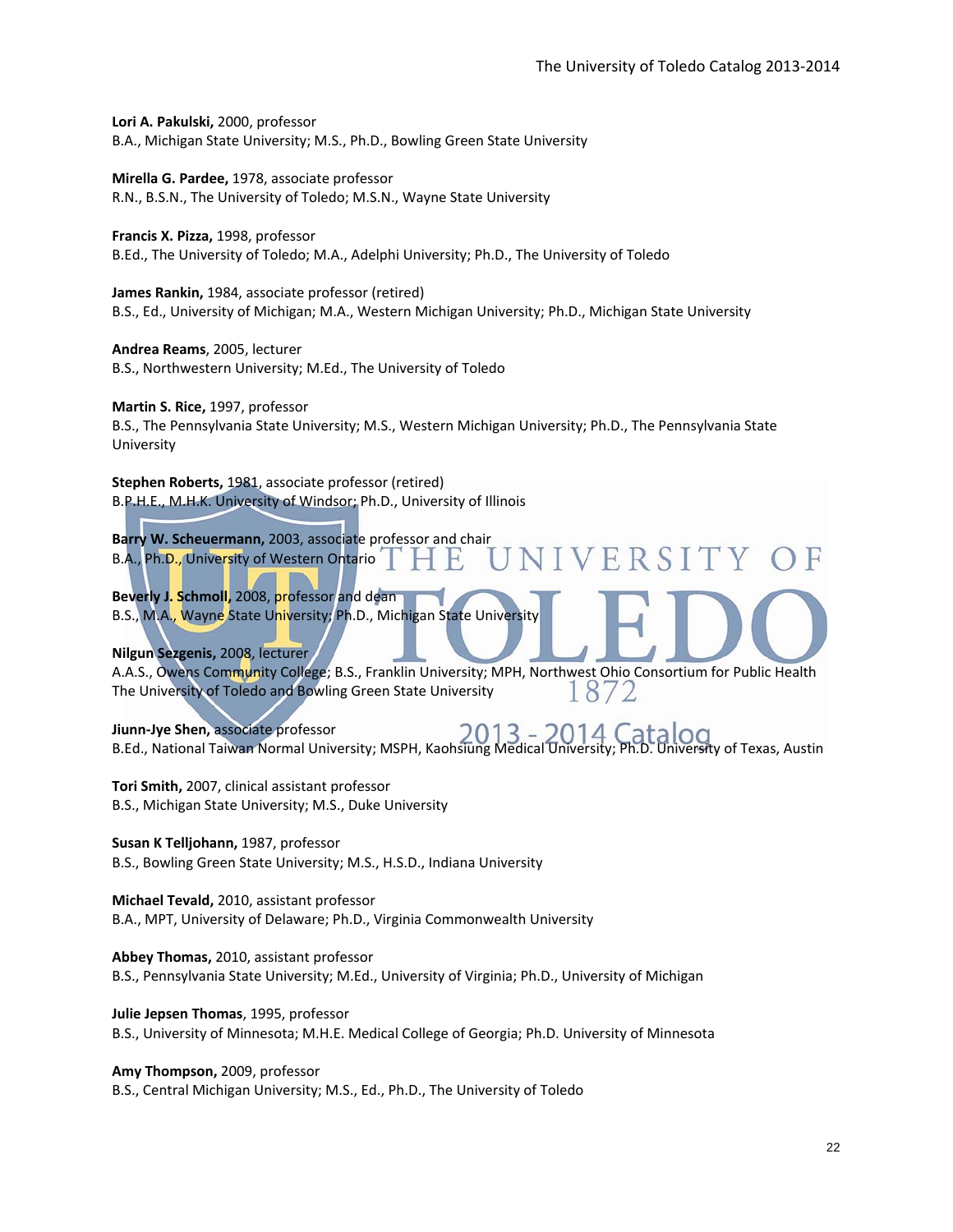**Lori A. Pakulski,** 2000, professor
B.A., Michigan State University; M.S., Ph.D., Bowling Green State University

**Mirella G. Pardee,** 1978, associate professor
R.N., B.S.N., The University of Toledo; M.S.N., Wayne State University

**Francis X. Pizza,** 1998, professor
B.Ed., The University of Toledo; M.A., Adelphi University; Ph.D., The University of Toledo

**James Rankin,** 1984, associate professor (retired)
B.S., Ed., University of Michigan; M.A., Western Michigan University; Ph.D., Michigan State University

**Andrea Reams**, 2005, lecturer
B.S., Northwestern University; M.Ed., The University of Toledo

**Martin S. Rice,** 1997, professor
B.S., The Pennsylvania State University; M.S., Western Michigan University; Ph.D., The Pennsylvania State University

**Stephen Roberts,** 1981, associate professor (retired)
B.P.H.E., M.H.K. University of Windsor; Ph.D., University of Illinois

**Barry W. Scheuermann,** 2003, associate professor and chair
B.A., Ph.D., University of Western Ontario

**Beverly J. Schmoll**, 2008, professor and dean
B.S., M.A., Wayne State University; Ph.D., Michigan State University

**Nilgun Sezgenis,** 2008, lecturer
A.A.S., Owens Community College; B.S., Franklin University; MPH, Northwest Ohio Consortium for Public Health The University of Toledo and Bowling Green State University

**Jiunn-Jye Shen,** associate professor
B.Ed., National Taiwan Normal University; MSPH, Kaohsiung Medical University; Ph.D. University of Texas, Austin

**Tori Smith,** 2007, clinical assistant professor
B.S., Michigan State University; M.S., Duke University

**Susan K Telljohann,** 1987, professor
B.S., Bowling Green State University; M.S., H.S.D., Indiana University

**Michael Tevald,** 2010, assistant professor
B.A., MPT, University of Delaware; Ph.D., Virginia Commonwealth University

**Abbey Thomas,** 2010, assistant professor
B.S., Pennsylvania State University; M.Ed., University of Virginia; Ph.D., University of Michigan

**Julie Jepsen Thomas**, 1995, professor
B.S., University of Minnesota; M.H.E. Medical College of Georgia; Ph.D. University of Minnesota

**Amy Thompson,** 2009, professor
B.S., Central Michigan University; M.S., Ed., Ph.D., The University of Toledo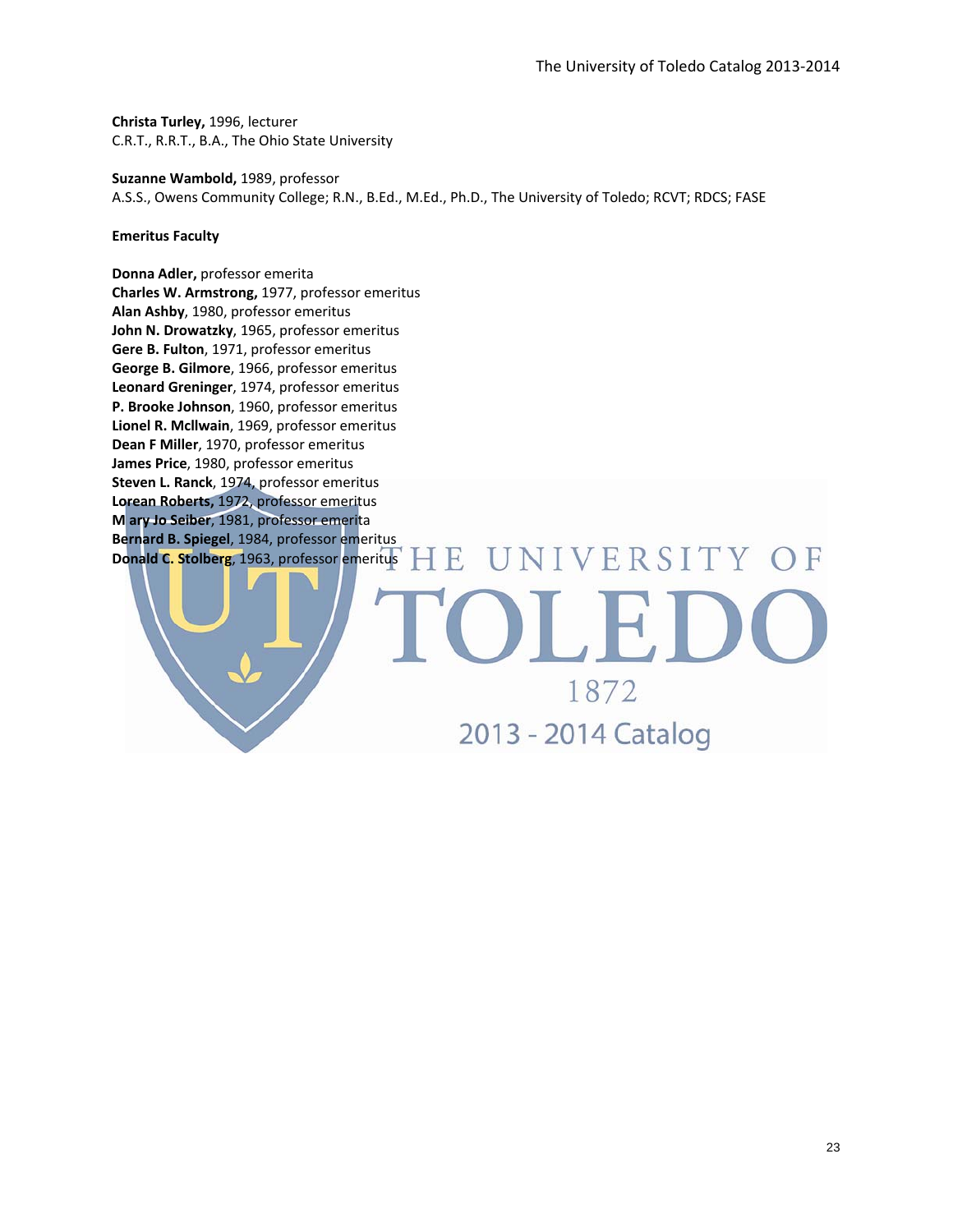**Christa Turley,** 1996, lecturer
C.R.T., R.R.T., B.A., The Ohio State University

**Suzanne Wambold,** 1989, professor
A.S.S., Owens Community College; R.N., B.Ed., M.Ed., Ph.D., The University of Toledo; RCVT; RDCS; FASE

**Emeritus Faculty**

**Donna Adler,** professor emerita
**Charles W. Armstrong,** 1977, professor emeritus
**Alan Ashby**, 1980, professor emeritus
**John N. Drowatzky**, 1965, professor emeritus
**Gere B. Fulton**, 1971, professor emeritus
**George B. Gilmore**, 1966, professor emeritus
**Leonard Greninger**, 1974, professor emeritus
**P. Brooke Johnson**, 1960, professor emeritus
**Lionel R. Mcllwain**, 1969, professor emeritus
**Dean F Miller**, 1970, professor emeritus
**James Price**, 1980, professor emeritus
**Steven L. Ranck**, 1974, professor emeritus
**Lorean Roberts,** 1972, professor emeritus
**M ary Jo Seiber**, 1981, professor emerita
**Bernard B. Spiegel**, 1984, professor emeritus
**Donald C. Stolberg**, 1963, professor emeritus

THE UNIVERSITY OF TOLEDO
1872
2013 - 2014 Catalog